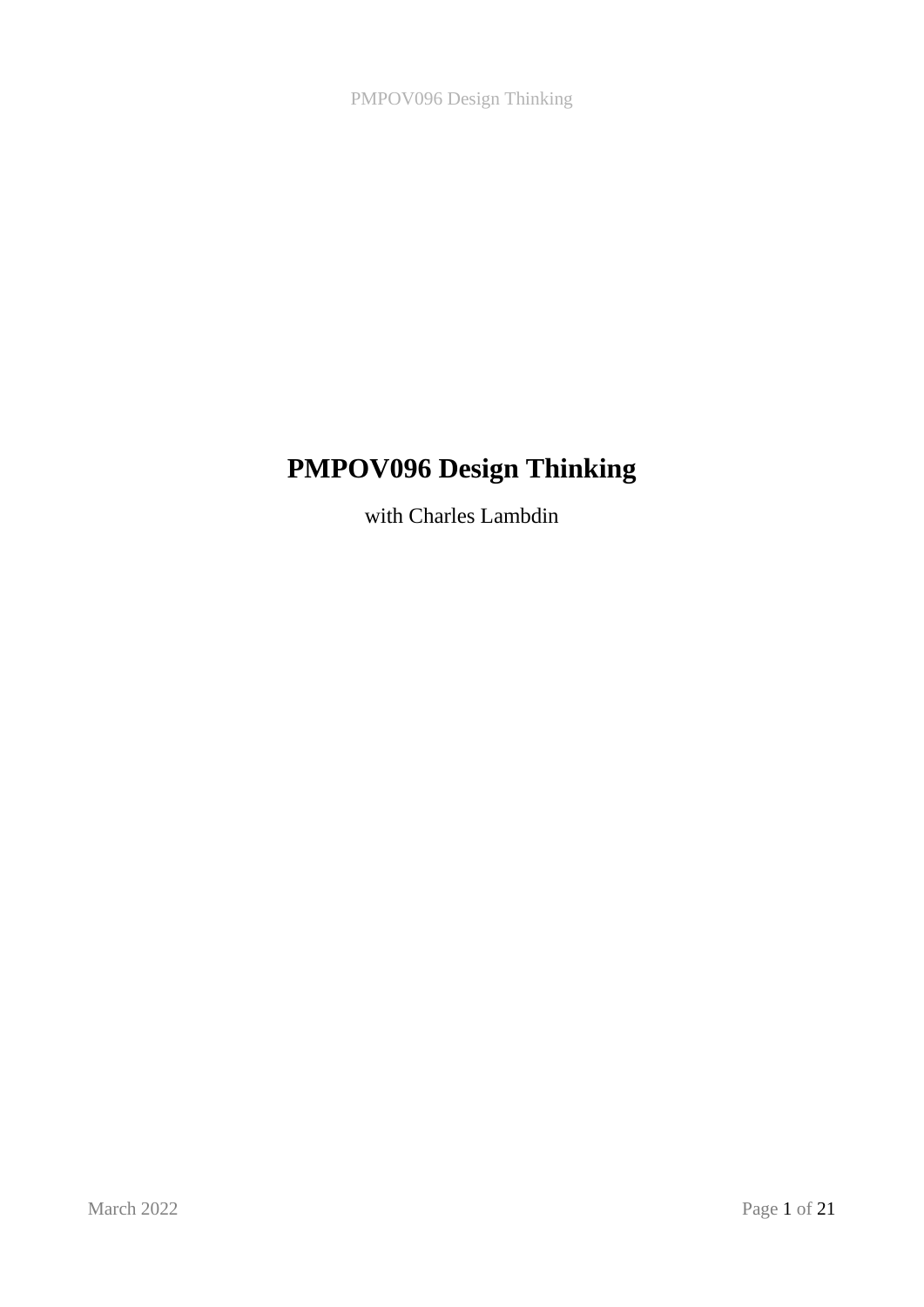# PMPOV096 Design Thinking

with Charles Lambdin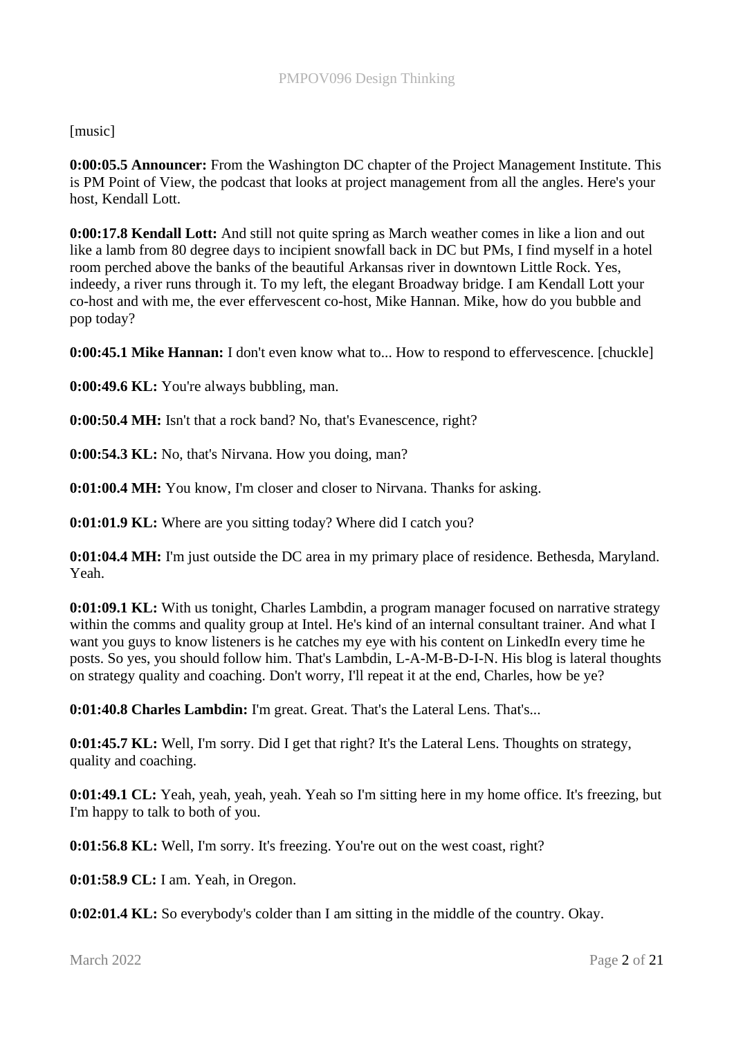[music]

**0:00:05.5 Announcer:** From the Washington DC chapter of the Project Management Institute. This is PM Point of View, the podcast that looks at project management from all the angles. Here's your host, Kendall Lott.

**0:00:17.8 Kendall Lott:** And still not quite spring as March weather comes in like a lion and out like a lamb from 80 degree days to incipient snowfall back in DC but PMs, I find myself in a hotel room perched above the banks of the beautiful Arkansas river in downtown Little Rock. Yes, indeedy, a river runs through it. To my left, the elegant Broadway bridge. I am Kendall Lott your co-host and with me, the ever effervescent co-host, Mike Hannan. Mike, how do you bubble and pop today?

**0:00:45.1 Mike Hannan:** I don't even know what to... How to respond to effervescence. [chuckle]

**0:00:49.6 KL:** You're always bubbling, man.

**0:00:50.4 MH:** Isn't that a rock band? No, that's Evanescence, right?

**0:00:54.3 KL:** No, that's Nirvana. How you doing, man?

**0:01:00.4 MH:** You know, I'm closer and closer to Nirvana. Thanks for asking.

**0:01:01.9 KL:** Where are you sitting today? Where did I catch you?

**0:01:04.4 MH:** I'm just outside the DC area in my primary place of residence. Bethesda, Maryland. Yeah.

**0:01:09.1 KL:** With us tonight, Charles Lambdin, a program manager focused on narrative strategy within the comms and quality group at Intel. He's kind of an internal consultant trainer. And what I want you guys to know listeners is he catches my eye with his content on LinkedIn every time he posts. So yes, you should follow him. That's Lambdin, L-A-M-B-D-I-N. His blog is lateral thoughts on strategy quality and coaching. Don't worry, I'll repeat it at the end, Charles, how be ye?

**0:01:40.8 Charles Lambdin:** I'm great. Great. That's the Lateral Lens. That's...

**0:01:45.7 KL:** Well, I'm sorry. Did I get that right? It's the Lateral Lens. Thoughts on strategy, quality and coaching.

**0:01:49.1 CL:** Yeah, yeah, yeah, yeah. Yeah so I'm sitting here in my home office. It's freezing, but I'm happy to talk to both of you.

**0:01:56.8 KL:** Well, I'm sorry. It's freezing. You're out on the west coast, right?

**0:01:58.9 CL:** I am. Yeah, in Oregon.

**0:02:01.4 KL:** So everybody's colder than I am sitting in the middle of the country. Okay.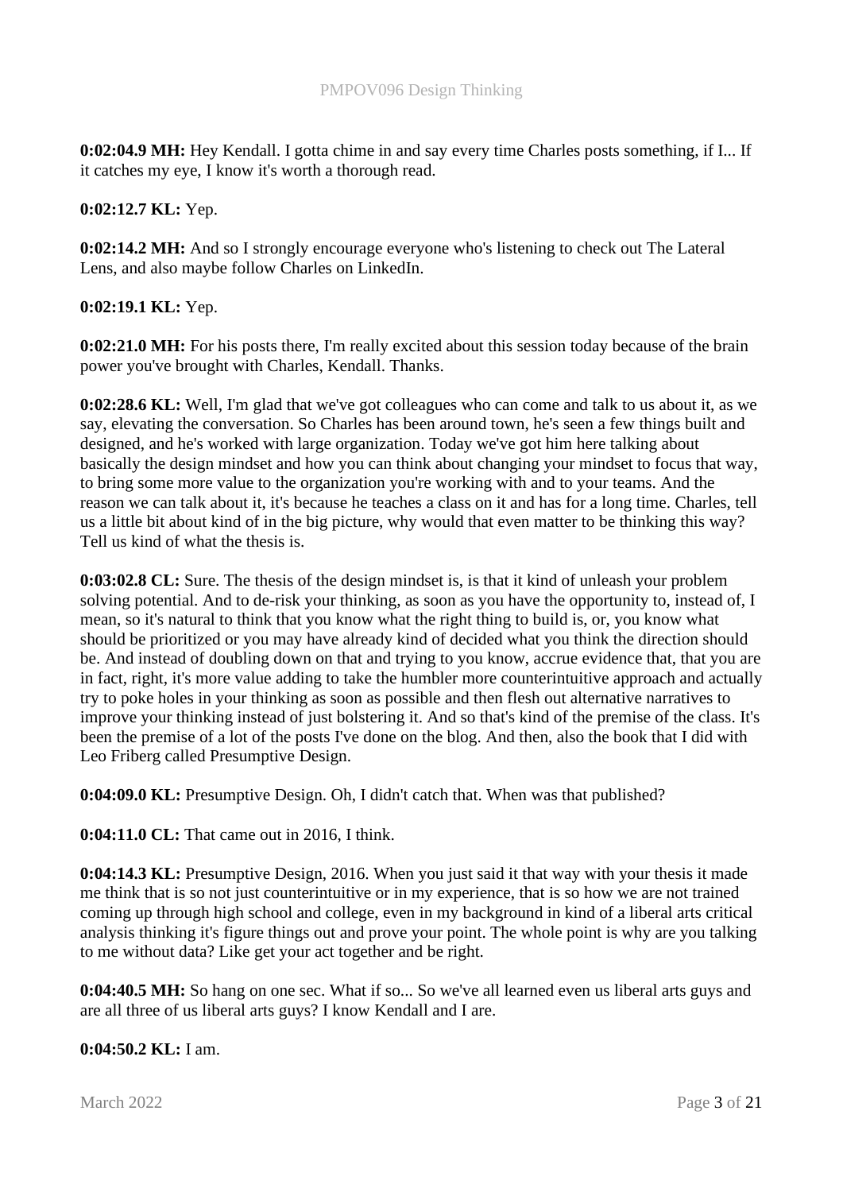**0:02:04.9 MH:** Hey Kendall. I gotta chime in and say every time Charles posts something, if I... If it catches my eye, I know it's worth a thorough read.

**0:02:12.7 KL:** Yep.

**0:02:14.2 MH:** And so I strongly encourage everyone who's listening to check out The Lateral Lens, and also maybe follow Charles on LinkedIn.

**0:02:19.1 KL:** Yep.

**0:02:21.0 MH:** For his posts there, I'm really excited about this session today because of the brain power you've brought with Charles, Kendall. Thanks.

**0:02:28.6 KL:** Well, I'm glad that we've got colleagues who can come and talk to us about it, as we say, elevating the conversation. So Charles has been around town, he's seen a few things built and designed, and he's worked with large organization. Today we've got him here talking about basically the design mindset and how you can think about changing your mindset to focus that way, to bring some more value to the organization you're working with and to your teams. And the reason we can talk about it, it's because he teaches a class on it and has for a long time. Charles, tell us a little bit about kind of in the big picture, why would that even matter to be thinking this way? Tell us kind of what the thesis is.

**0:03:02.8 CL:** Sure. The thesis of the design mindset, is, is that it kind of unleash your problem solving potential. And to de-risk your thinking, as soon as you have the opportunity to, instead of, I mean, so it's natural to think that you know what the right thing to build is, or, you know what should be prioritized or you may have already kind of decided what you think the direction should be. And instead of doubling down on that and trying to you know, accrue evidence that, that you are in fact, right, it's more value adding to take the humbler more counterintuitive approach and actually try to poke holes in your thinking as soon as possible and then flesh out alternative narratives to improve your thinking instead of just bolstering it. And so that's kind of the premise of the class. It's been the premise of a lot of the posts I've done on the blog. And then, also the book that I did with Leo Friberg called Presumptive Design.

**0:04:09.0 KL:** Presumptive Design. Oh, I didn't catch that. When was that published?

**0:04:11.0 CL:** That came out in 2016, I think.

**0:04:14.3 KL:** Presumptive Design, 2016. When you just said it that way with your thesis it made me think that is so not just counterintuitive or in my experience, that is so how we are not trained coming up through high school and college, even in my background in kind of a liberal arts critical analysis thinking it's figure things out and prove your point. The whole point is why are you talking to me without data? Like get your act together and be right.

**0:04:40.5 MH:** So hang on one sec. What if so... So we've all learned even us liberal arts guys and are all three of us liberal arts guys? I know Kendall and I are.

**0:04:50.2 KL:** I am.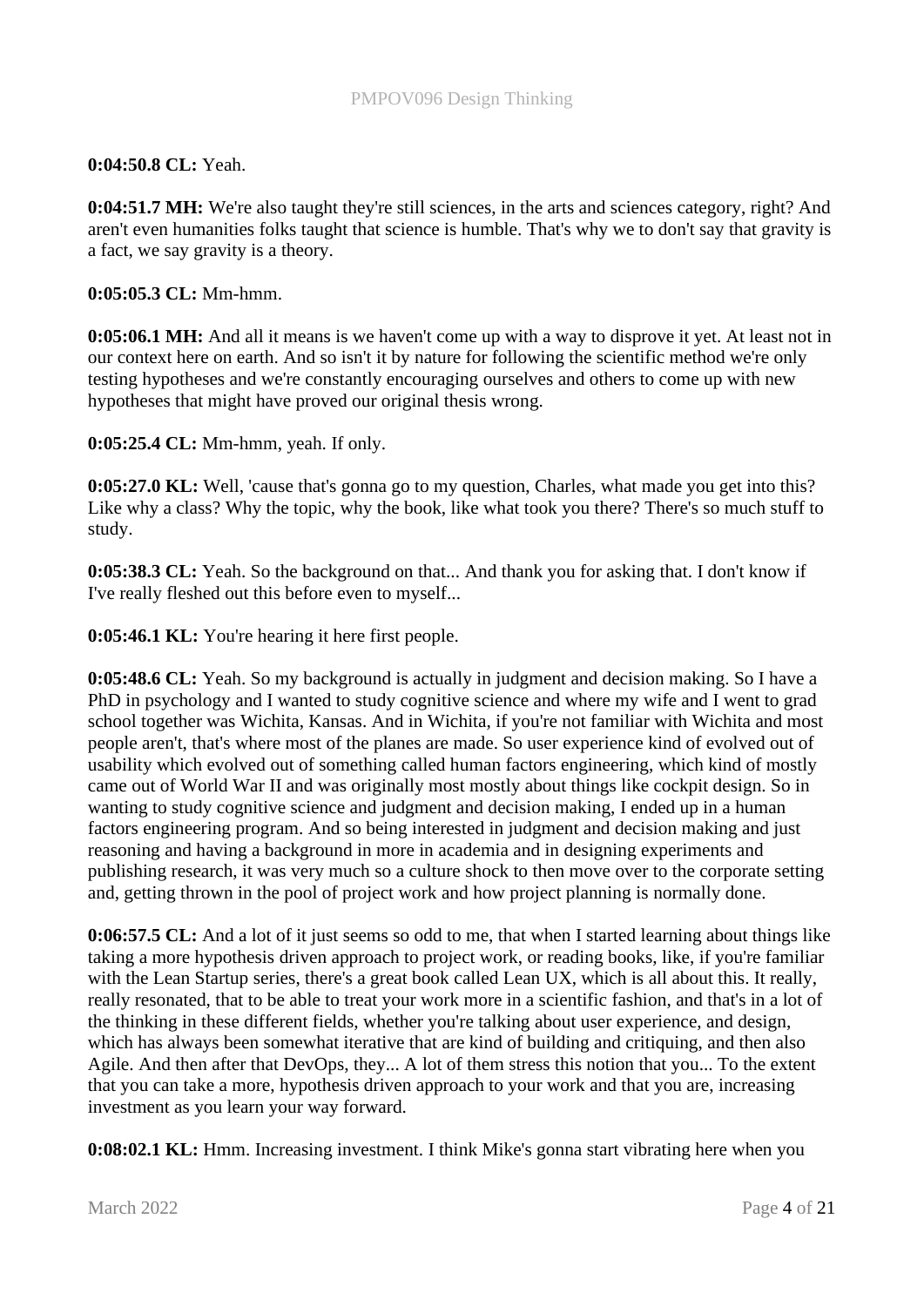**0:04:50.8 CL:** Yeah.

**0:04:51.7 MH:** We're also taught they're still sciences, in the arts and sciences category, right? And aren't even humanities folks taught that science is humble. That's why we to don't say that gravity is a fact, we say gravity is a theory.

**0:05:05.3 CL:** Mm-hmm.

**0:05:06.1 MH:** And all it means is we haven't come up with a way to disprove it yet. At least not in our context here on earth. And so isn't it by nature for following the scientific method we're only testing hypotheses and we're constantly encouraging ourselves and others to come up with new hypotheses that might have proved our original thesis wrong.

**0:05:25.4 CL:** Mm-hmm, yeah. If only.

**0:05:27.0 KL:** Well, 'cause that's gonna go to my question, Charles, what made you get into this? Like why a class? Why the topic, why the book, like what took you there? There's so much stuff to study.

**0:05:38.3 CL:** Yeah. So the background on that... And thank you for asking that. I don't know if I've really fleshed out this before even to myself...

**0:05:46.1 KL:** You're hearing it here first people.

**0:05:48.6 CL:** Yeah. So my background is actually in judgment and decision making. So I have a PhD in psychology and I wanted to study cognitive science and where my wife and I went to grad school together was Wichita, Kansas. And in Wichita, if you're not familiar with Wichita and most people aren't, that's where most of the planes are made. So user experience kind of evolved out of usability which evolved out of something called human factors engineering, which kind of mostly came out of World War II and was originally most mostly about things like cockpit design. So in wanting to study cognitive science and judgment and decision making, I ended up in a human factors engineering program. And so being interested in judgment and decision making and just reasoning and having a background in more in academia and in designing experiments and publishing research, it was very much so a culture shock to then move over to the corporate setting and, getting thrown in the pool of project work and how project planning is normally done.

**0:06:57.5 CL:** And a lot of it just seems so odd to me, that when I started learning about things like taking a more hypothesis driven approach to project work, or reading books, like, if you're familiar with the Lean Startup series, there's a great book called Lean UX, which is all about this. It really, really resonated, that to be able to treat your work more in a scientific fashion, and that's in a lot of the thinking in these different fields, whether you're talking about user experience, and design, which has always been somewhat iterative that are kind of building and critiquing, and then also Agile. And then after that DevOps, they... A lot of them stress this notion that you... To the extent that you can take a more, hypothesis driven approach to your work and that you are, increasing investment as you learn your way forward.

**0:08:02.1 KL:** Hmm. Increasing investment. I think Mike's gonna start vibrating here when you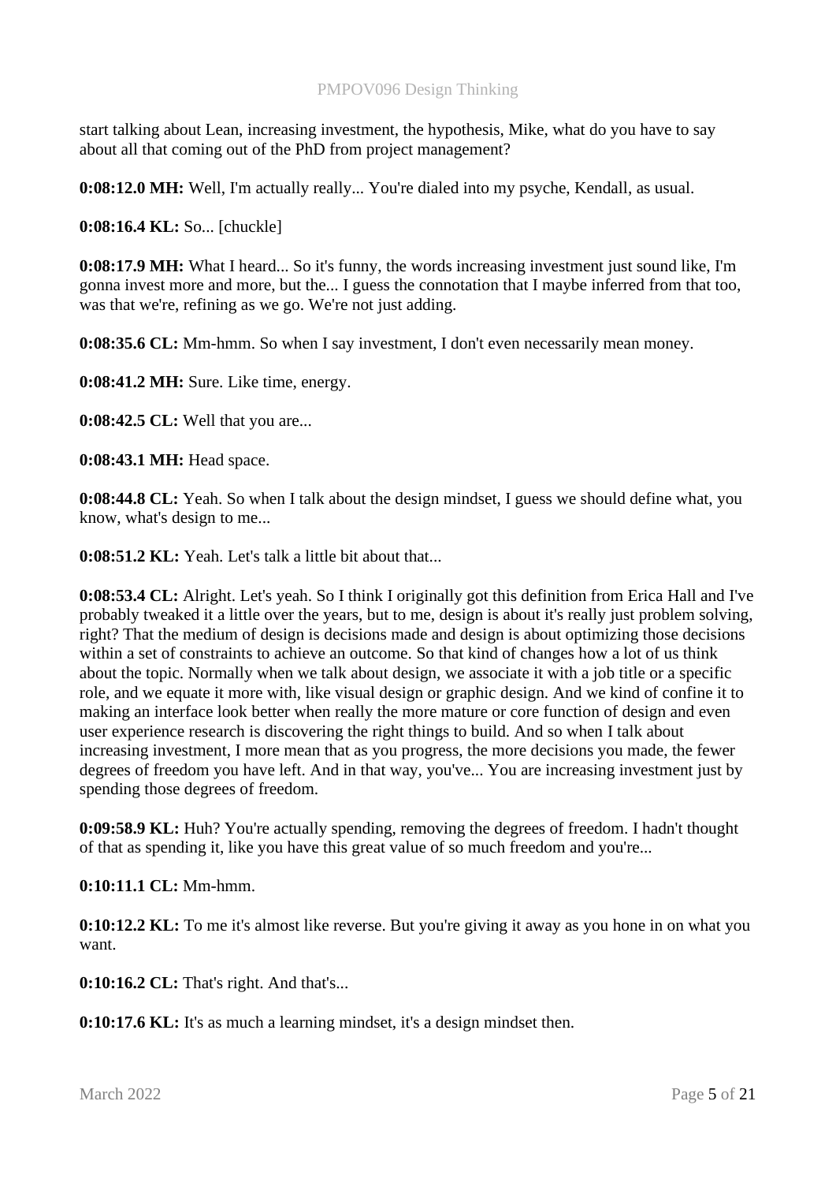start talking about Lean, increasing investment, the hypothesis, Mike, what do you have to say about all that coming out of the PhD from project management?

**0:08:12.0 MH:** Well, I'm actually really... You're dialed into my psyche, Kendall, as usual.

**0:08:16.4 KL:** So... [chuckle]

**0:08:17.9 MH:** What I heard... So it's funny, the words increasing investment just sound like, I'm gonna invest more and more, but the... I guess the connotation that I maybe inferred from that too, was that we're, refining as we go. We're not just adding.

**0:08:35.6 CL:** Mm-hmm. So when I say investment, I don't even necessarily mean money.

**0:08:41.2 MH:** Sure. Like time, energy.

**0:08:42.5 CL:** Well that you are...

**0:08:43.1 MH:** Head space.

**0:08:44.8 CL:** Yeah. So when I talk about the design mindset, I guess we should define what, you know, what's design to me...

**0:08:51.2 KL:** Yeah. Let's talk a little bit about that...

**0:08:53.4 CL:** Alright. Let's yeah. So I think I originally got this definition from Erica Hall and I've probably tweaked it a little over the years, but to me, design is about it's really just problem solving, right? That the medium of design is decisions made and design is about optimizing those decisions within a set of constraints to achieve an outcome. So that kind of changes how a lot of us think about the topic. Normally when we talk about design, we associate it with a job title or a specific role, and we equate it more with, like visual design or graphic design. And we kind of confine it to making an interface look better when really the more mature or core function of design and even user experience research is discovering the right things to build. And so when I talk about increasing investment, I more mean that as you progress, the more decisions you made, the fewer degrees of freedom you have left. And in that way, you've... You are increasing investment just by spending those degrees of freedom.

**0:09:58.9 KL:** Huh? You're actually spending, removing the degrees of freedom. I hadn't thought of that as spending it, like you have this great value of so much freedom and you're...

**0:10:11.1 CL:** Mm-hmm.

**0:10:12.2 KL:** To me it's almost like reverse. But you're giving it away as you hone in on what you want.

**0:10:16.2 CL:** That's right. And that's...

**0:10:17.6 KL:** It's as much a learning mindset, it's a design mindset then.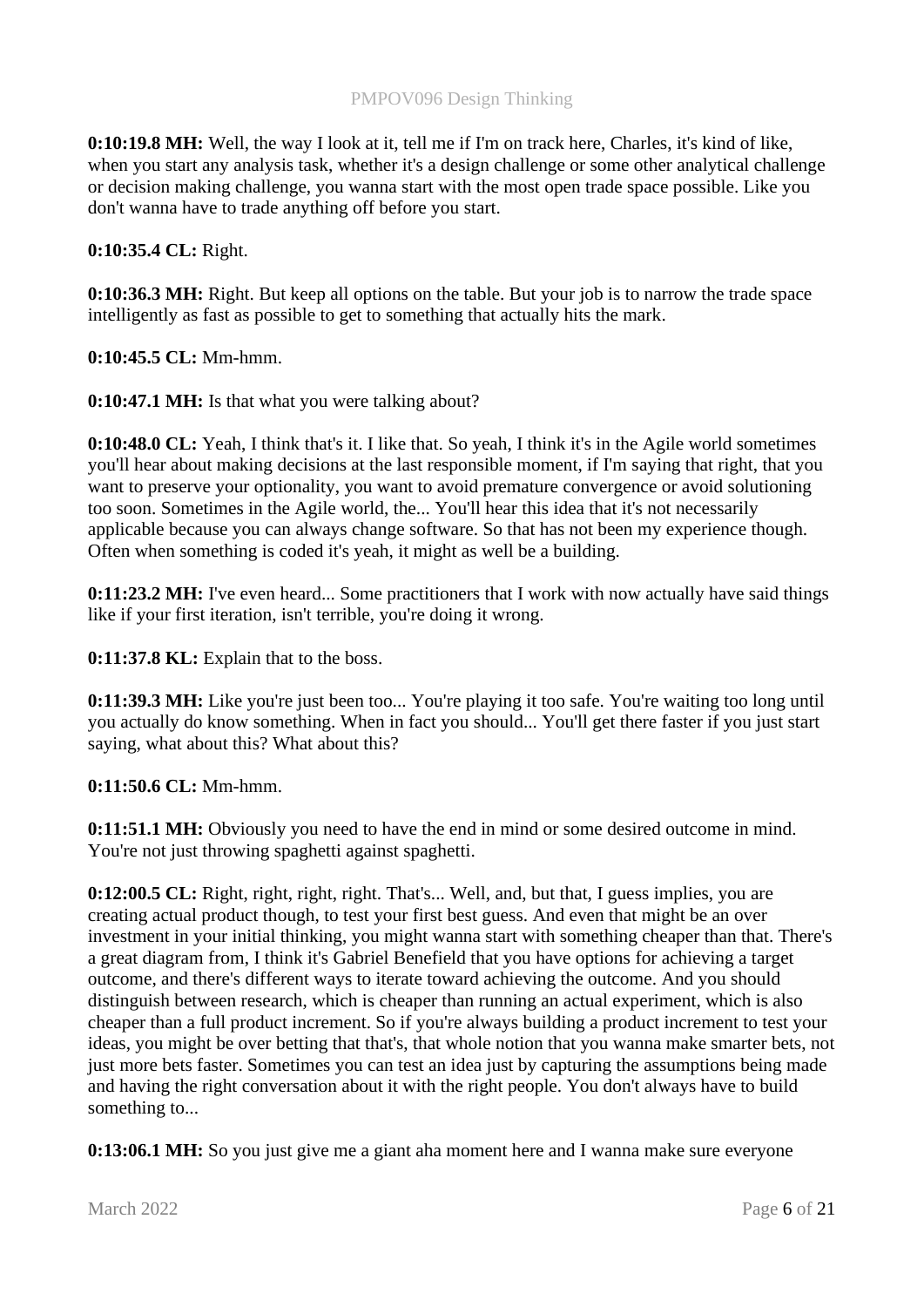**0:10:19.8 MH:** Well, the way I look at it, tell me if I'm on track here, Charles, it's kind of like, when you start any analysis task, whether it's a design challenge or some other analytical challenge or decision making challenge, you wanna start with the most open trade space possible. Like you don't wanna have to trade anything off before you start.

**0:10:35.4 CL:** Right.

**0:10:36.3 MH:** Right. But keep all options on the table. But your job is to narrow the trade space intelligently as fast as possible to get to something that actually hits the mark.

**0:10:45.5 CL:** Mm-hmm.

**0:10:47.1 MH:** Is that what you were talking about?

**0:10:48.0 CL:** Yeah, I think that's it. I like that. So yeah, I think it's in the Agile world sometimes you'll hear about making decisions at the last responsible moment, if I'm saying that right, that you want to preserve your optionality, you want to avoid premature convergence or avoid solutioning too soon. Sometimes in the Agile world, the... You'll hear this idea that it's not necessarily applicable because you can always change software. So that has not been my experience though. Often when something is coded it's yeah, it might as well be a building.

**0:11:23.2 MH:** I've even heard... Some practitioners that I work with now actually have said things like if your first iteration, isn't terrible, you're doing it wrong.

**0:11:37.8 KL:** Explain that to the boss.

**0:11:39.3 MH:** Like you're just been too... You're playing it too safe. You're waiting too long until you actually do know something. When in fact you should... You'll get there faster if you just start saying, what about this? What about this?

**0:11:50.6 CL:** Mm-hmm.

**0:11:51.1 MH:** Obviously you need to have the end in mind or some desired outcome in mind. You're not just throwing spaghetti against spaghetti.

**0:12:00.5 CL:** Right, right, right, right. That's... Well, and, but that, I guess implies, you are creating actual product though, to test your first best guess. And even that might be an over investment in your initial thinking, you might wanna start with something cheaper than that. There's a great diagram from, I think it's Gabriel Benefield that you have options for achieving a target outcome, and there's different ways to iterate toward achieving the outcome. And you should distinguish between research, which is cheaper than running an actual experiment, which is also cheaper than a full product increment. So if you're always building a product increment to test your ideas, you might be over betting that that's, that whole notion that you wanna make smarter bets, not just more bets faster. Sometimes you can test an idea just by capturing the assumptions being made and having the right conversation about it with the right people. You don't always have to build something to...

**0:13:06.1 MH:** So you just give me a giant aha moment here and I wanna make sure everyone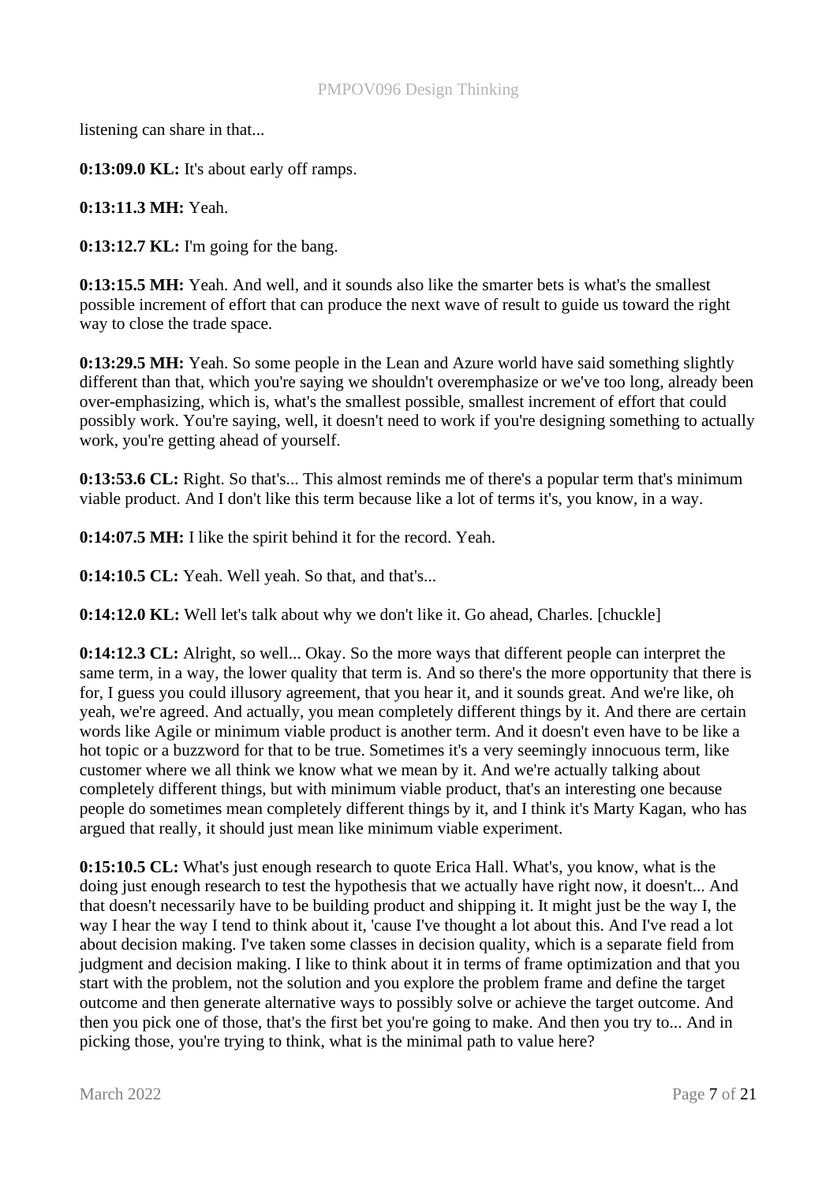listening can share in that...

**0:13:09.0 KL:** It's about early off ramps.

**0:13:11.3 MH:** Yeah.

**0:13:12.7 KL:** I'm going for the bang.

**0:13:15.5 MH:** Yeah. And well, and it sounds also like the smarter bets is what's the smallest possible increment of effort that can produce the next wave of result to guide us toward the right way to close the trade space.

**0:13:29.5 MH:** Yeah. So some people in the Lean and Azure world have said something slightly different than that, which you're saying we shouldn't overemphasize or we've too long, already been over-emphasizing, which is, what's the smallest possible, smallest increment of effort that could possibly work. You're saying, well, it doesn't need to work if you're designing something to actually work, you're getting ahead of yourself.

**0:13:53.6 CL:** Right. So that's... This almost reminds me of there's a popular term that's minimum viable product. And I don't like this term because like a lot of terms it's, you know, in a way.

**0:14:07.5 MH:** I like the spirit behind it for the record. Yeah.

**0:14:10.5 CL:** Yeah. Well yeah. So that, and that's...

**0:14:12.0 KL:** Well let's talk about why we don't like it. Go ahead, Charles. [chuckle]

**0:14:12.3 CL:** Alright, so well... Okay. So the more ways that different people can interpret the same term, in a way, the lower quality that term is. And so there's the more opportunity that there is for, I guess you could illusory agreement, that you hear it, and it sounds great. And we're like, oh yeah, we're agreed. And actually, you mean completely different things by it. And there are certain words like Agile or minimum viable product is another term. And it doesn't even have to be like a hot topic or a buzzword for that to be true. Sometimes it's a very seemingly innocuous term, like customer where we all think we know what we mean by it. And we're actually talking about completely different things, but with minimum viable product, that's an interesting one because people do sometimes mean completely different things by it, and I think it's Marty Kagan, who has argued that really, it should just mean like minimum viable experiment.

**0:15:10.5 CL:** What's just enough research to quote Erica Hall. What's, you know, what is the doing just enough research to test the hypothesis that we actually have right now, it doesn't... And that doesn't necessarily have to be building product and shipping it. It might just be the way I, the way I hear the way I tend to think about it, 'cause I've thought a lot about this. And I've read a lot about decision making. I've taken some classes in decision quality, which is a separate field from judgment and decision making. I like to think about it in terms of frame optimization and that you start with the problem, not the solution and you explore the problem frame and define the target outcome and then generate alternative ways to possibly solve or achieve the target outcome. And then you pick one of those, that's the first bet you're going to make. And then you try to... And in picking those, you're trying to think, what is the minimal path to value here?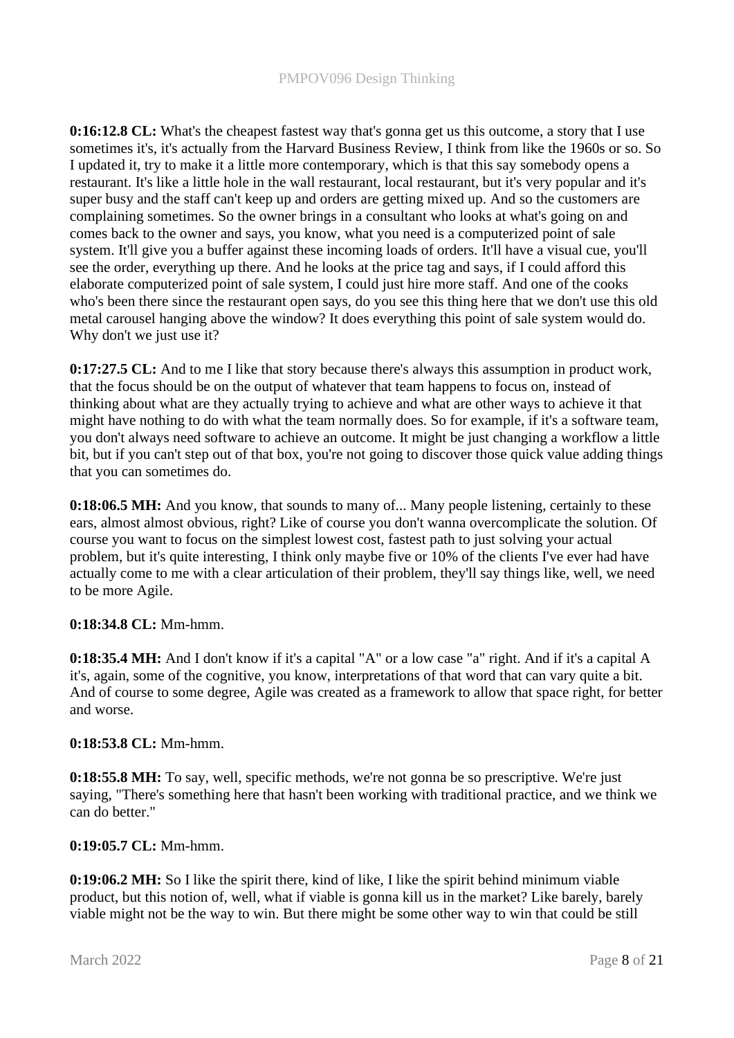**0:16:12.8 CL:** What's the cheapest fastest way that's gonna get us this outcome, a story that I use sometimes it's, it's actually from the Harvard Business Review, I think from like the 1960s or so. So I updated it, try to make it a little more contemporary, which is that this say somebody opens a restaurant. It's like a little hole in the wall restaurant, local restaurant, but it's very popular and it's super busy and the staff can't keep up and orders are getting mixed up. And so the customers are complaining sometimes. So the owner brings in a consultant who looks at what's going on and comes back to the owner and says, you know, what you need is a computerized point of sale system. It'll give you a buffer against these incoming loads of orders. It'll have a visual cue, you'll see the order, everything up there. And he looks at the price tag and says, if I could afford this elaborate computerized point of sale system, I could just hire more staff. And one of the cooks who's been there since the restaurant open says, do you see this thing here that we don't use this old metal carousel hanging above the window? It does everything this point of sale system would do. Why don't we just use it?

**0:17:27.5 CL:** And to me I like that story because there's always this assumption in product work, that the focus should be on the output of whatever that team happens to focus on, instead of thinking about what are they actually trying to achieve and what are other ways to achieve it that might have nothing to do with what the team normally does. So for example, if it's a software team, you don't always need software to achieve an outcome. It might be just changing a workflow a little bit, but if you can't step out of that box, you're not going to discover those quick value adding things that you can sometimes do.

**0:18:06.5 MH:** And you know, that sounds to many of... Many people listening, certainly to these ears, almost almost obvious, right? Like of course you don't wanna overcomplicate the solution. Of course you want to focus on the simplest lowest cost, fastest path to just solving your actual problem, but it's quite interesting, I think only maybe five or 10% of the clients I've ever had have actually come to me with a clear articulation of their problem, they'll say things like, well, we need to be more Agile.

**0:18:34.8 CL:** Mm-hmm.

**0:18:35.4 MH:** And I don't know if it's a capital "A" or a low case "a" right. And if it's a capital A it's, again, some of the cognitive, you know, interpretations of that word that can vary quite a bit. And of course to some degree, Agile was created as a framework to allow that space right, for better and worse.

**0:18:53.8 CL:** Mm-hmm.

**0:18:55.8 MH:** To say, well, specific methods, we're not gonna be so prescriptive. We're just saying, "There's something here that hasn't been working with traditional practice, and we think we can do better."

**0:19:05.7 CL:** Mm-hmm.

**0:19:06.2 MH:** So I like the spirit there, kind of like, I like the spirit behind minimum viable product, but this notion of, well, what if viable is gonna kill us in the market? Like barely, barely viable might not be the way to win. But there might be some other way to win that could be still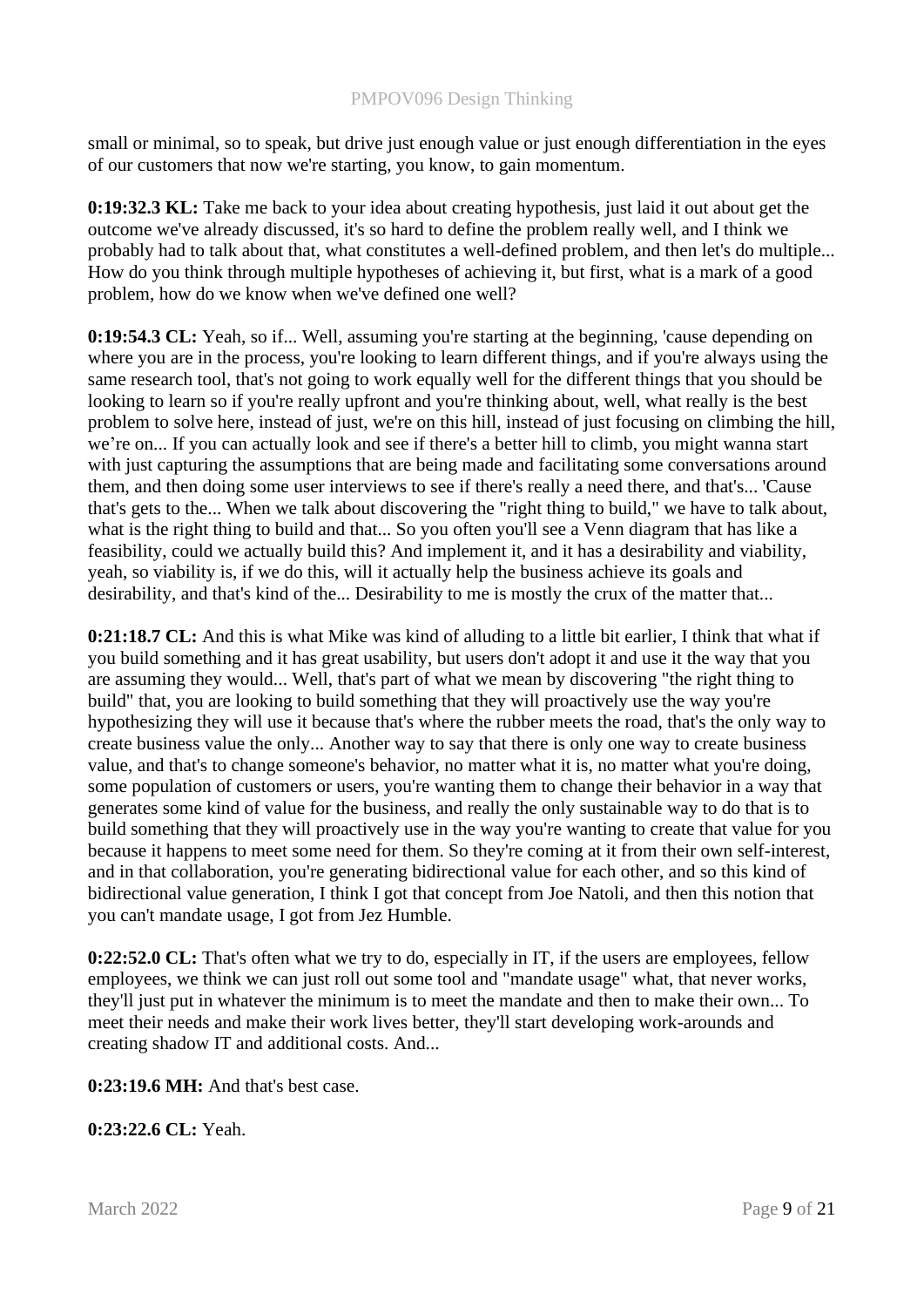small or minimal, so to speak, but drive just enough value or just enough differentiation in the eyes of our customers that now we're starting, you know, to gain momentum.

**0:19:32.3 KL:** Take me back to your idea about creating hypothesis, just laid it out about get the outcome we've already discussed, it's so hard to define the problem really well, and I think we probably had to talk about that, what constitutes a well-defined problem, and then let's do multiple... How do you think through multiple hypotheses of achieving it, but first, what is a mark of a good problem, how do we know when we've defined one well?

**0:19:54.3 CL:** Yeah, so if... Well, assuming you're starting at the beginning, 'cause depending on where you are in the process, you're looking to learn different things, and if you're always using the same research tool, that's not going to work equally well for the different things that you should be looking to learn so if you're really upfront and you're thinking about, well, what really is the best problem to solve here, instead of just, we're on this hill, instead of just focusing on climbing the hill, we're on... If you can actually look and see if there's a better hill to climb, you might wanna start with just capturing the assumptions that are being made and facilitating some conversations around them, and then doing some user interviews to see if there's really a need there, and that's... 'Cause that's gets to the... When we talk about discovering the "right thing to build," we have to talk about, what is the right thing to build and that... So you often you'll see a Venn diagram that has like a feasibility, could we actually build this? And implement it, and it has a desirability and viability, yeah, so viability is, if we do this, will it actually help the business achieve its goals and desirability, and that's kind of the... Desirability to me is mostly the crux of the matter that...

**0:21:18.7 CL:** And this is what Mike was kind of alluding to a little bit earlier, I think that what if you build something and it has great usability, but users don't adopt it and use it the way that you are assuming they would... Well, that's part of what we mean by discovering "the right thing to build" that, you are looking to build something that they will proactively use the way you're hypothesizing they will use it because that's where the rubber meets the road, that's the only way to create business value the only... Another way to say that there is only one way to create business value, and that's to change someone's behavior, no matter what it is, no matter what you're doing, some population of customers or users, you're wanting them to change their behavior in a way that generates some kind of value for the business, and really the only sustainable way to do that is to build something that they will proactively use in the way you're wanting to create that value for you because it happens to meet some need for them. So they're coming at it from their own self-interest, and in that collaboration, you're generating bidirectional value for each other, and so this kind of bidirectional value generation, I think I got that concept from Joe Natoli, and then this notion that you can't mandate usage, I got from Jez Humble.

**0:22:52.0 CL:** That's often what we try to do, especially in IT, if the users are employees, fellow employees, we think we can just roll out some tool and "mandate usage" what, that never works, they'll just put in whatever the minimum is to meet the mandate and then to make their own... To meet their needs and make their work lives better, they'll start developing work-arounds and creating shadow IT and additional costs. And...

**0:23:19.6 MH:** And that's best case.

**0:23:22.6 CL:** Yeah.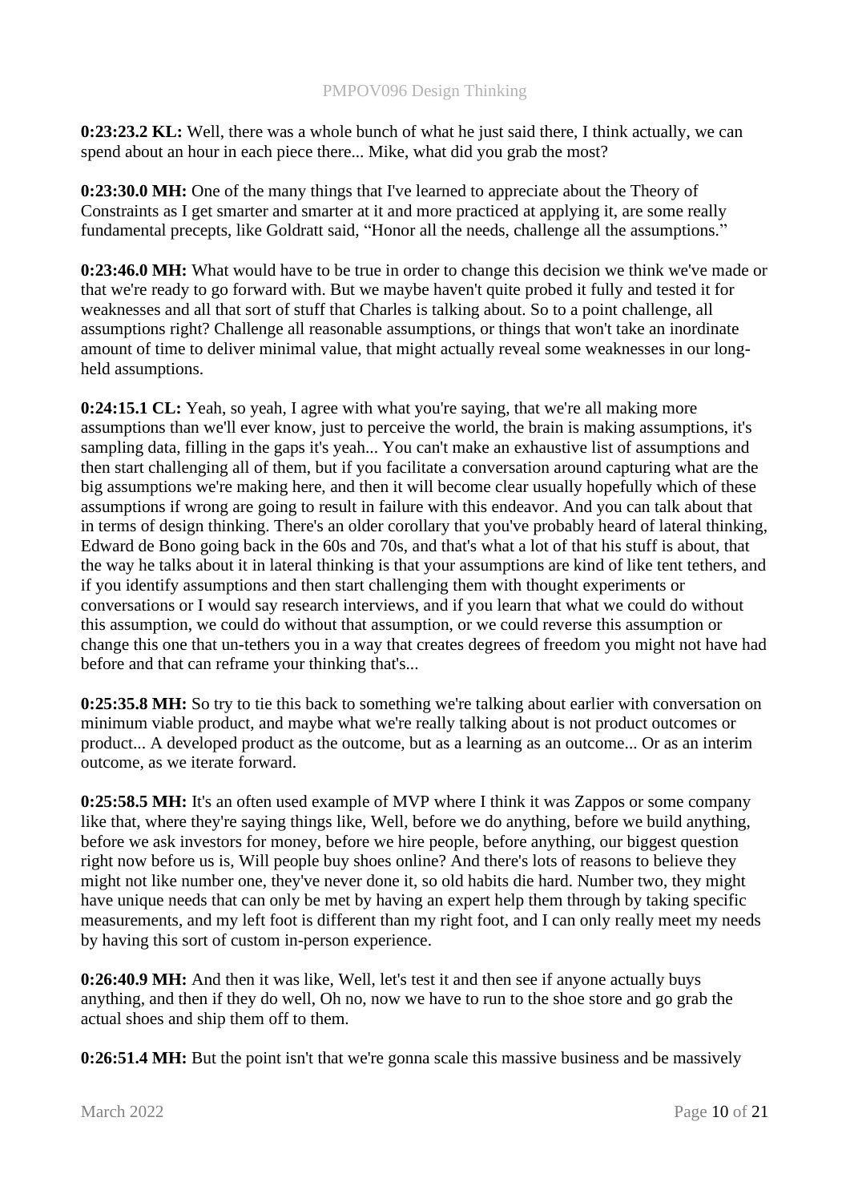**0:23:23.2 KL:** Well, there was a whole bunch of what he just said there, I think actually, we can spend about an hour in each piece there... Mike, what did you grab the most?

**0:23:30.0 MH:** One of the many things that I've learned to appreciate about the Theory of Constraints as I get smarter and smarter at it and more practiced at applying it, are some really fundamental precepts, like Goldratt said, "Honor all the needs, challenge all the assumptions."

**0:23:46.0 MH:** What would have to be true in order to change this decision we think we've made or that we're ready to go forward with. But we maybe haven't quite probed it fully and tested it for weaknesses and all that sort of stuff that Charles is talking about. So to a point challenge, all assumptions right? Challenge all reasonable assumptions, or things that won't take an inordinate amount of time to deliver minimal value, that might actually reveal some weaknesses in our long-held assumptions.

**0:24:15.1 CL:** Yeah, so yeah, I agree with what you're saying, that we're all making more assumptions than we'll ever know, just to perceive the world, the brain is making assumptions, it's sampling data, filling in the gaps it's yeah... You can't make an exhaustive list of assumptions and then start challenging all of them, but if you facilitate a conversation around capturing what are the big assumptions we're making here, and then it will become clear usually hopefully which of these assumptions if wrong are going to result in failure with this endeavor. And you can talk about that in terms of design thinking. There's an older corollary that you've probably heard of lateral thinking, Edward de Bono going back in the 60s and 70s, and that's what a lot of that his stuff is about, that the way he talks about it in lateral thinking is that your assumptions are kind of like tent tethers, and if you identify assumptions and then start challenging them with thought experiments or conversations or I would say research interviews, and if you learn that what we could do without this assumption, we could do without that assumption, or we could reverse this assumption or change this one that un-tethers you in a way that creates degrees of freedom you might not have had before and that can reframe your thinking that's...

**0:25:35.8 MH:** So try to tie this back to something we're talking about earlier with conversation on minimum viable product, and maybe what we're really talking about is not product outcomes or product... A developed product as the outcome, but as a learning as an outcome... Or as an interim outcome, as we iterate forward.

**0:25:58.5 MH:** It's an often used example of MVP where I think it was Zappos or some company like that, where they're saying things like, Well, before we do anything, before we build anything, before we ask investors for money, before we hire people, before anything, our biggest question right now before us is, Will people buy shoes online? And there's lots of reasons to believe they might not like number one, they've never done it, so old habits die hard. Number two, they might have unique needs that can only be met by having an expert help them through by taking specific measurements, and my left foot is different than my right foot, and I can only really meet my needs by having this sort of custom in-person experience.

**0:26:40.9 MH:** And then it was like, Well, let's test it and then see if anyone actually buys anything, and then if they do well, Oh no, now we have to run to the shoe store and go grab the actual shoes and ship them off to them.

**0:26:51.4 MH:** But the point isn't that we're gonna scale this massive business and be massively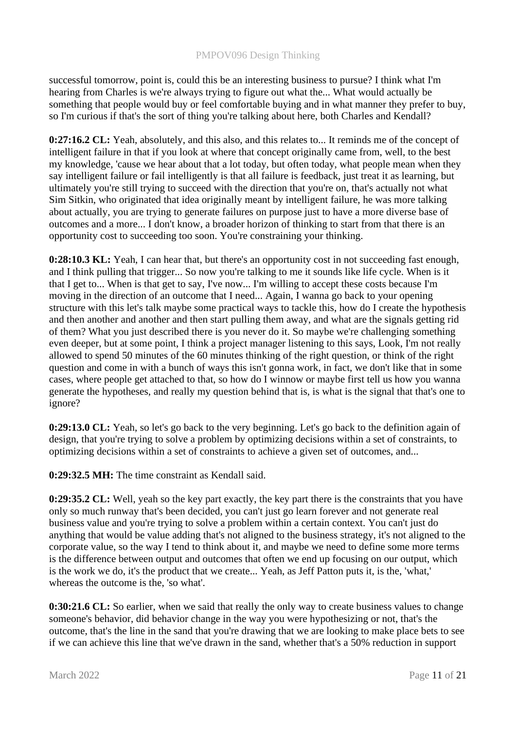successful tomorrow, point is, could this be an interesting business to pursue? I think what I'm hearing from Charles is we're always trying to figure out what the... What would actually be something that people would buy or feel comfortable buying and in what manner they prefer to buy, so I'm curious if that's the sort of thing you're talking about here, both Charles and Kendall?

**0:27:16.2 CL:** Yeah, absolutely, and this also, and this relates to... It reminds me of the concept of intelligent failure in that if you look at where that concept originally came from, well, to the best my knowledge, 'cause we hear about that a lot today, but often today, what people mean when they say intelligent failure or fail intelligently is that all failure is feedback, just treat it as learning, but ultimately you're still trying to succeed with the direction that you're on, that's actually not what Sim Sitkin, who originated that idea originally meant by intelligent failure, he was more talking about actually, you are trying to generate failures on purpose just to have a more diverse base of outcomes and a more... I don't know, a broader horizon of thinking to start from that there is an opportunity cost to succeeding too soon. You're constraining your thinking.

**0:28:10.3 KL:** Yeah, I can hear that, but there's an opportunity cost in not succeeding fast enough, and I think pulling that trigger... So now you're talking to me it sounds like life cycle. When is it that I get to... When is that get to say, I've now... I'm willing to accept these costs because I'm moving in the direction of an outcome that I need... Again, I wanna go back to your opening structure with this let's talk maybe some practical ways to tackle this, how do I create the hypothesis and then another and another and then start pulling them away, and what are the signals getting rid of them? What you just described there is you never do it. So maybe we're challenging something even deeper, but at some point, I think a project manager listening to this says, Look, I'm not really allowed to spend 50 minutes of the 60 minutes thinking of the right question, or think of the right question and come in with a bunch of ways this isn't gonna work, in fact, we don't like that in some cases, where people get attached to that, so how do I winnow or maybe first tell us how you wanna generate the hypotheses, and really my question behind that is, is what is the signal that that's one to ignore?

**0:29:13.0 CL:** Yeah, so let's go back to the very beginning. Let's go back to the definition again of design, that you're trying to solve a problem by optimizing decisions within a set of constraints, to optimizing decisions within a set of constraints to achieve a given set of outcomes, and...

**0:29:32.5 MH:** The time constraint as Kendall said.

**0:29:35.2 CL:** Well, yeah so the key part exactly, the key part there is the constraints that you have only so much runway that's been decided, you can't just go learn forever and not generate real business value and you're trying to solve a problem within a certain context. You can't just do anything that would be value adding that's not aligned to the business strategy, it's not aligned to the corporate value, so the way I tend to think about it, and maybe we need to define some more terms is the difference between output and outcomes that often we end up focusing on our output, which is the work we do, it's the product that we create... Yeah, as Jeff Patton puts it, is the, 'what,' whereas the outcome is the, 'so what'.

**0:30:21.6 CL:** So earlier, when we said that really the only way to create business values to change someone's behavior, did behavior change in the way you were hypothesizing or not, that's the outcome, that's the line in the sand that you're drawing that we are looking to make place bets to see if we can achieve this line that we've drawn in the sand, whether that's a 50% reduction in support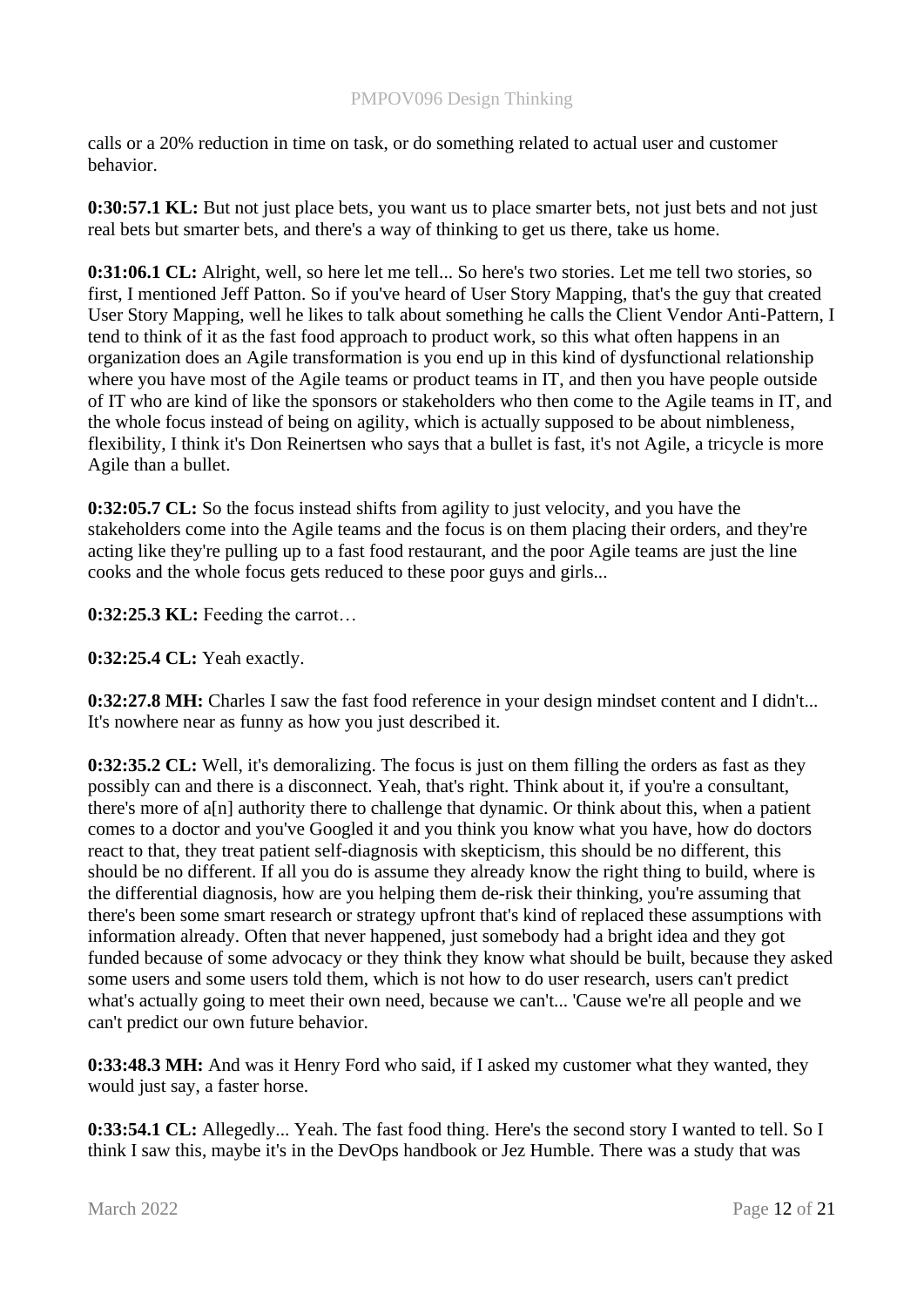calls or a 20% reduction in time on task, or do something related to actual user and customer behavior.

**0:30:57.1 KL:** But not just place bets, you want us to place smarter bets, not just bets and not just real bets but smarter bets, and there's a way of thinking to get us there, take us home.

**0:31:06.1 CL:** Alright, well, so here let me tell... So here's two stories. Let me tell two stories, so first, I mentioned Jeff Patton. So if you've heard of User Story Mapping, that's the guy that created User Story Mapping, well he likes to talk about something he calls the Client Vendor Anti-Pattern, I tend to think of it as the fast food approach to product work, so this what often happens in an organization does an Agile transformation is you end up in this kind of dysfunctional relationship where you have most of the Agile teams or product teams in IT, and then you have people outside of IT who are kind of like the sponsors or stakeholders who then come to the Agile teams in IT, and the whole focus instead of being on agility, which is actually supposed to be about nimbleness, flexibility, I think it's Don Reinertsen who says that a bullet is fast, it's not Agile, a tricycle is more Agile than a bullet.

**0:32:05.7 CL:** So the focus instead shifts from agility to just velocity, and you have the stakeholders come into the Agile teams and the focus is on them placing their orders, and they're acting like they're pulling up to a fast food restaurant, and the poor Agile teams are just the line cooks and the whole focus gets reduced to these poor guys and girls...

**0:32:25.3 KL:** Feeding the carrot…

**0:32:25.4 CL:** Yeah exactly.

**0:32:27.8 MH:** Charles I saw the fast food reference in your design mindset content and I didn't... It's nowhere near as funny as how you just described it.

**0:32:35.2 CL:** Well, it's demoralizing. The focus is just on them filling the orders as fast as they possibly can and there is a disconnect. Yeah, that's right. Think about it, if you're a consultant, there's more of a[n] authority there to challenge that dynamic. Or think about this, when a patient comes to a doctor and you've Googled it and you think you know what you have, how do doctors react to that, they treat patient self-diagnosis with skepticism, this should be no different, this should be no different. If all you do is assume they already know the right thing to build, where is the differential diagnosis, how are you helping them de-risk their thinking, you're assuming that there's been some smart research or strategy upfront that's kind of replaced these assumptions with information already. Often that never happened, just somebody had a bright idea and they got funded because of some advocacy or they think they know what should be built, because they asked some users and some users told them, which is not how to do user research, users can't predict what's actually going to meet their own need, because we can't... 'Cause we're all people and we can't predict our own future behavior.

**0:33:48.3 MH:** And was it Henry Ford who said, if I asked my customer what they wanted, they would just say, a faster horse.

**0:33:54.1 CL:** Allegedly... Yeah. The fast food thing. Here's the second story I wanted to tell. So I think I saw this, maybe it's in the DevOps handbook or Jez Humble. There was a study that was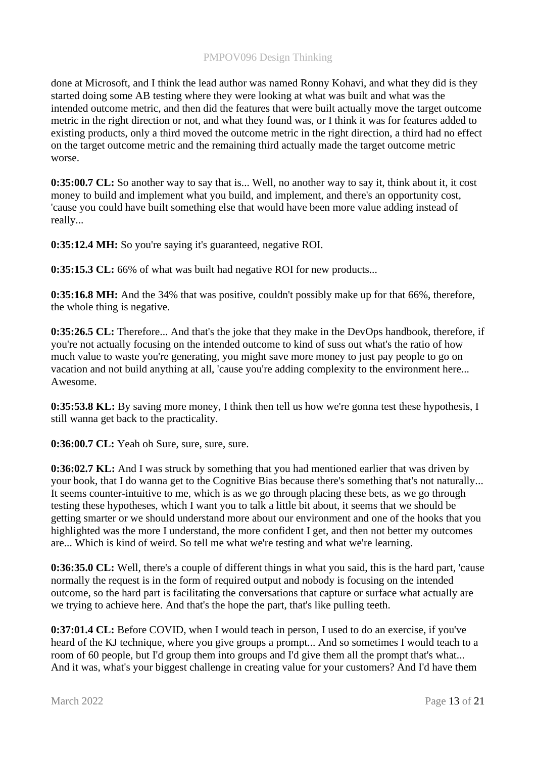done at Microsoft, and I think the lead author was named Ronny Kohavi, and what they did is they started doing some AB testing where they were looking at what was built and what was the intended outcome metric, and then did the features that were built actually move the target outcome metric in the right direction or not, and what they found was, or I think it was for features added to existing products, only a third moved the outcome metric in the right direction, a third had no effect on the target outcome metric and the remaining third actually made the target outcome metric worse.

**0:35:00.7 CL:** So another way to say that is... Well, no another way to say it, think about it, it cost money to build and implement what you build, and implement, and there's an opportunity cost, 'cause you could have built something else that would have been more value adding instead of really...

**0:35:12.4 MH:** So you're saying it's guaranteed, negative ROI.

**0:35:15.3 CL:** 66% of what was built had negative ROI for new products...

**0:35:16.8 MH:** And the 34% that was positive, couldn't possibly make up for that 66%, therefore, the whole thing is negative.

**0:35:26.5 CL:** Therefore... And that's the joke that they make in the DevOps handbook, therefore, if you're not actually focusing on the intended outcome to kind of suss out what's the ratio of how much value to waste you're generating, you might save more money to just pay people to go on vacation and not build anything at all, 'cause you're adding complexity to the environment here... Awesome.

**0:35:53.8 KL:** By saving more money, I think then tell us how we're gonna test these hypothesis, I still wanna get back to the practicality.

**0:36:00.7 CL:** Yeah oh Sure, sure, sure, sure.

**0:36:02.7 KL:** And I was struck by something that you had mentioned earlier that was driven by your book, that I do wanna get to the Cognitive Bias because there's something that's not naturally... It seems counter-intuitive to me, which is as we go through placing these bets, as we go through testing these hypotheses, which I want you to talk a little bit about, it seems that we should be getting smarter or we should understand more about our environment and one of the hooks that you highlighted was the more I understand, the more confident I get, and then not better my outcomes are... Which is kind of weird. So tell me what we're testing and what we're learning.

**0:36:35.0 CL:** Well, there's a couple of different things in what you said, this is the hard part, 'cause normally the request is in the form of required output and nobody is focusing on the intended outcome, so the hard part is facilitating the conversations that capture or surface what actually are we trying to achieve here. And that's the hope the part, that's like pulling teeth.

**0:37:01.4 CL:** Before COVID, when I would teach in person, I used to do an exercise, if you've heard of the KJ technique, where you give groups a prompt... And so sometimes I would teach to a room of 60 people, but I'd group them into groups and I'd give them all the prompt that's what... And it was, what's your biggest challenge in creating value for your customers? And I'd have them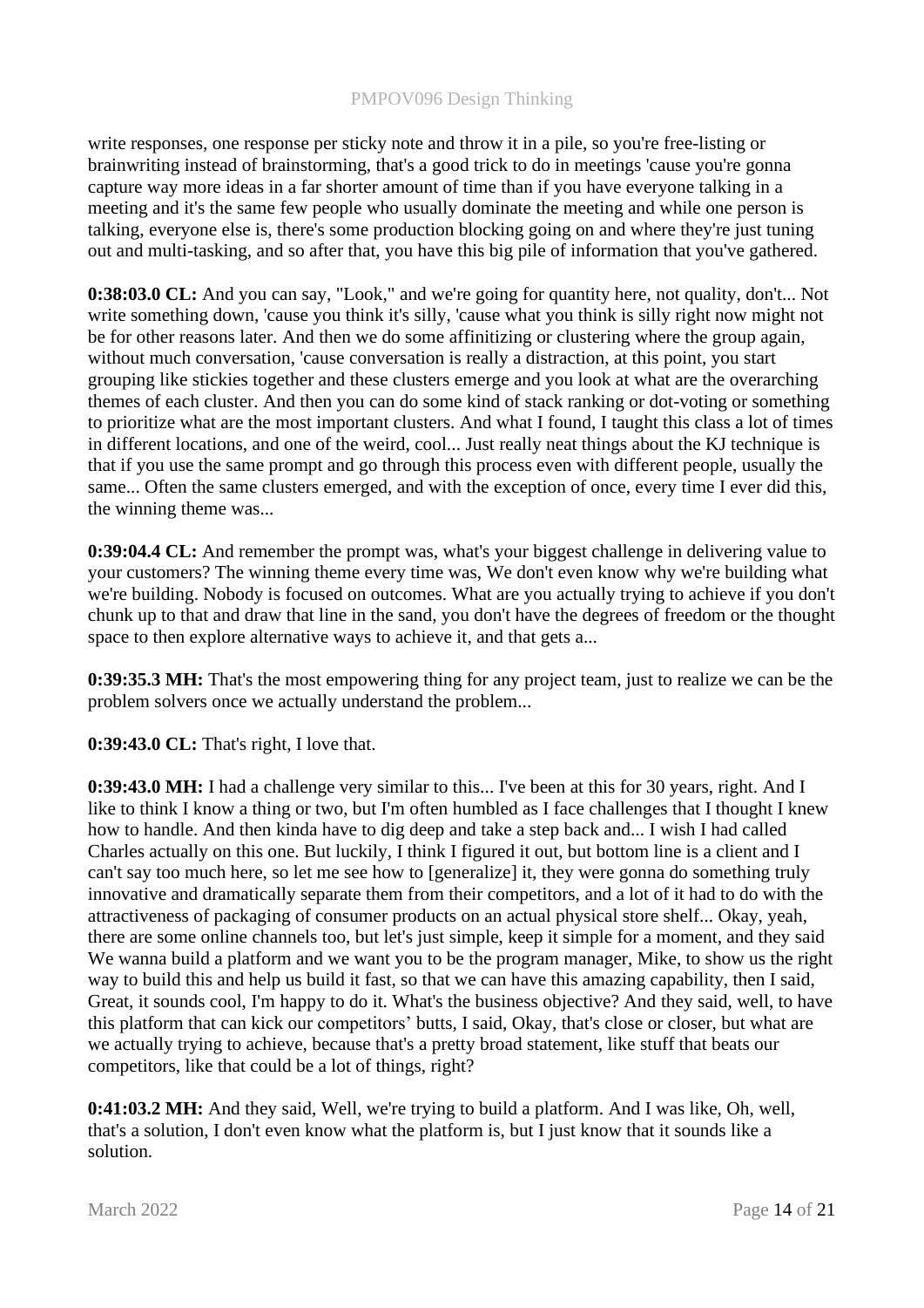write responses, one response per sticky note and throw it in a pile, so you're free-listing or brainwriting instead of brainstorming, that's a good trick to do in meetings 'cause you're gonna capture way more ideas in a far shorter amount of time than if you have everyone talking in a meeting and it's the same few people who usually dominate the meeting and while one person is talking, everyone else is, there's some production blocking going on and where they're just tuning out and multi-tasking, and so after that, you have this big pile of information that you've gathered.

**0:38:03.0 CL:** And you can say, "Look," and we're going for quantity here, not quality, don't... Not write something down, 'cause you think it's silly, 'cause what you think is silly right now might not be for other reasons later. And then we do some affinitizing or clustering where the group again, without much conversation, 'cause conversation is really a distraction, at this point, you start grouping like stickies together and these clusters emerge and you look at what are the overarching themes of each cluster. And then you can do some kind of stack ranking or dot-voting or something to prioritize what are the most important clusters. And what I found, I taught this class a lot of times in different locations, and one of the weird, cool... Just really neat things about the KJ technique is that if you use the same prompt and go through this process even with different people, usually the same... Often the same clusters emerged, and with the exception of once, every time I ever did this, the winning theme was...

**0:39:04.4 CL:** And remember the prompt was, what's your biggest challenge in delivering value to your customers? The winning theme every time was, We don't even know why we're building what we're building. Nobody is focused on outcomes. What are you actually trying to achieve if you don't chunk up to that and draw that line in the sand, you don't have the degrees of freedom or the thought space to then explore alternative ways to achieve it, and that gets a...

**0:39:35.3 MH:** That's the most empowering thing for any project team, just to realize we can be the problem solvers once we actually understand the problem...

**0:39:43.0 CL:** That's right, I love that.

**0:39:43.0 MH:** I had a challenge very similar to this... I've been at this for 30 years, right. And I like to think I know a thing or two, but I'm often humbled as I face challenges that I thought I knew how to handle. And then kinda have to dig deep and take a step back and... I wish I had called Charles actually on this one. But luckily, I think I figured it out, but bottom line is a client and I can't say too much here, so let me see how to [generalize] it, they were gonna do something truly innovative and dramatically separate them from their competitors, and a lot of it had to do with the attractiveness of packaging of consumer products on an actual physical store shelf... Okay, yeah, there are some online channels too, but let's just simple, keep it simple for a moment, and they said We wanna build a platform and we want you to be the program manager, Mike, to show us the right way to build this and help us build it fast, so that we can have this amazing capability, then I said, Great, it sounds cool, I'm happy to do it. What's the business objective? And they said, well, to have this platform that can kick our competitors' butts, I said, Okay, that's close or closer, but what are we actually trying to achieve, because that's a pretty broad statement, like stuff that beats our competitors, like that could be a lot of things, right?

**0:41:03.2 MH:** And they said, Well, we're trying to build a platform. And I was like, Oh, well, that's a solution, I don't even know what the platform is, but I just know that it sounds like a solution.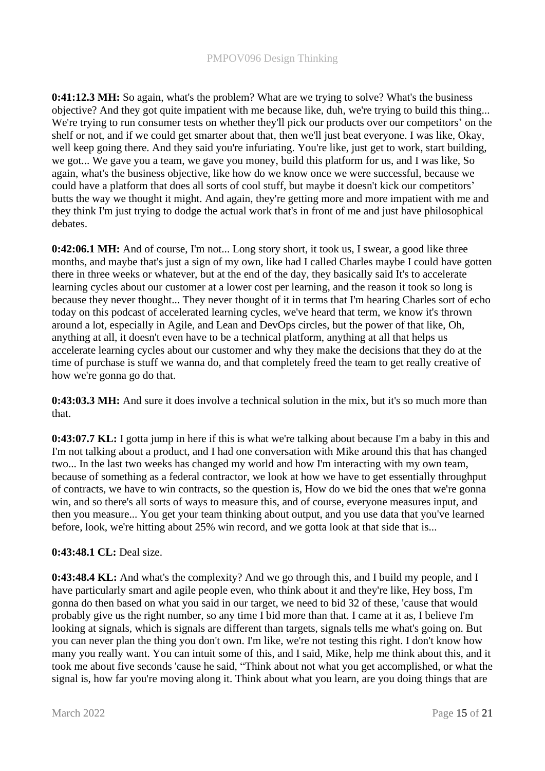**0:41:12.3 MH:** So again, what's the problem? What are we trying to solve? What's the business objective? And they got quite impatient with me because like, duh, we're trying to build this thing... We're trying to run consumer tests on whether they'll pick our products over our competitors' on the shelf or not, and if we could get smarter about that, then we'll just beat everyone. I was like, Okay, well keep going there. And they said you're infuriating. You're like, just get to work, start building, we got... We gave you a team, we gave you money, build this platform for us, and I was like, So again, what's the business objective, like how do we know once we were successful, because we could have a platform that does all sorts of cool stuff, but maybe it doesn't kick our competitors' butts the way we thought it might. And again, they're getting more and more impatient with me and they think I'm just trying to dodge the actual work that's in front of me and just have philosophical debates.

**0:42:06.1 MH:** And of course, I'm not... Long story short, it took us, I swear, a good like three months, and maybe that's just a sign of my own, like had I called Charles maybe I could have gotten there in three weeks or whatever, but at the end of the day, they basically said It's to accelerate learning cycles about our customer at a lower cost per learning, and the reason it took so long is because they never thought... They never thought of it in terms that I'm hearing Charles sort of echo today on this podcast of accelerated learning cycles, we've heard that term, we know it's thrown around a lot, especially in Agile, and Lean and DevOps circles, but the power of that like, Oh, anything at all, it doesn't even have to be a technical platform, anything at all that helps us accelerate learning cycles about our customer and why they make the decisions that they do at the time of purchase is stuff we wanna do, and that completely freed the team to get really creative of how we're gonna go do that.

**0:43:03.3 MH:** And sure it does involve a technical solution in the mix, but it's so much more than that.

**0:43:07.7 KL:** I gotta jump in here if this is what we're talking about because I'm a baby in this and I'm not talking about a product, and I had one conversation with Mike around this that has changed two... In the last two weeks has changed my world and how I'm interacting with my own team, because of something as a federal contractor, we look at how we have to get essentially throughput of contracts, we have to win contracts, so the question is, How do we bid the ones that we're gonna win, and so there's all sorts of ways to measure this, and of course, everyone measures input, and then you measure... You get your team thinking about output, and you use data that you've learned before, look, we're hitting about 25% win record, and we gotta look at that side that is...

**0:43:48.1 CL:** Deal size.

**0:43:48.4 KL:** And what's the complexity? And we go through this, and I build my people, and I have particularly smart and agile people even, who think about it and they're like, Hey boss, I'm gonna do then based on what you said in our target, we need to bid 32 of these, 'cause that would probably give us the right number, so any time I bid more than that. I came at it as, I believe I'm looking at signals, which is signals are different than targets, signals tells me what's going on. But you can never plan the thing you don't own. I'm like, we're not testing this right. I don't know how many you really want. You can intuit some of this, and I said, Mike, help me think about this, and it took me about five seconds 'cause he said, "Think about not what you get accomplished, or what the signal is, how far you're moving along it. Think about what you learn, are you doing things that are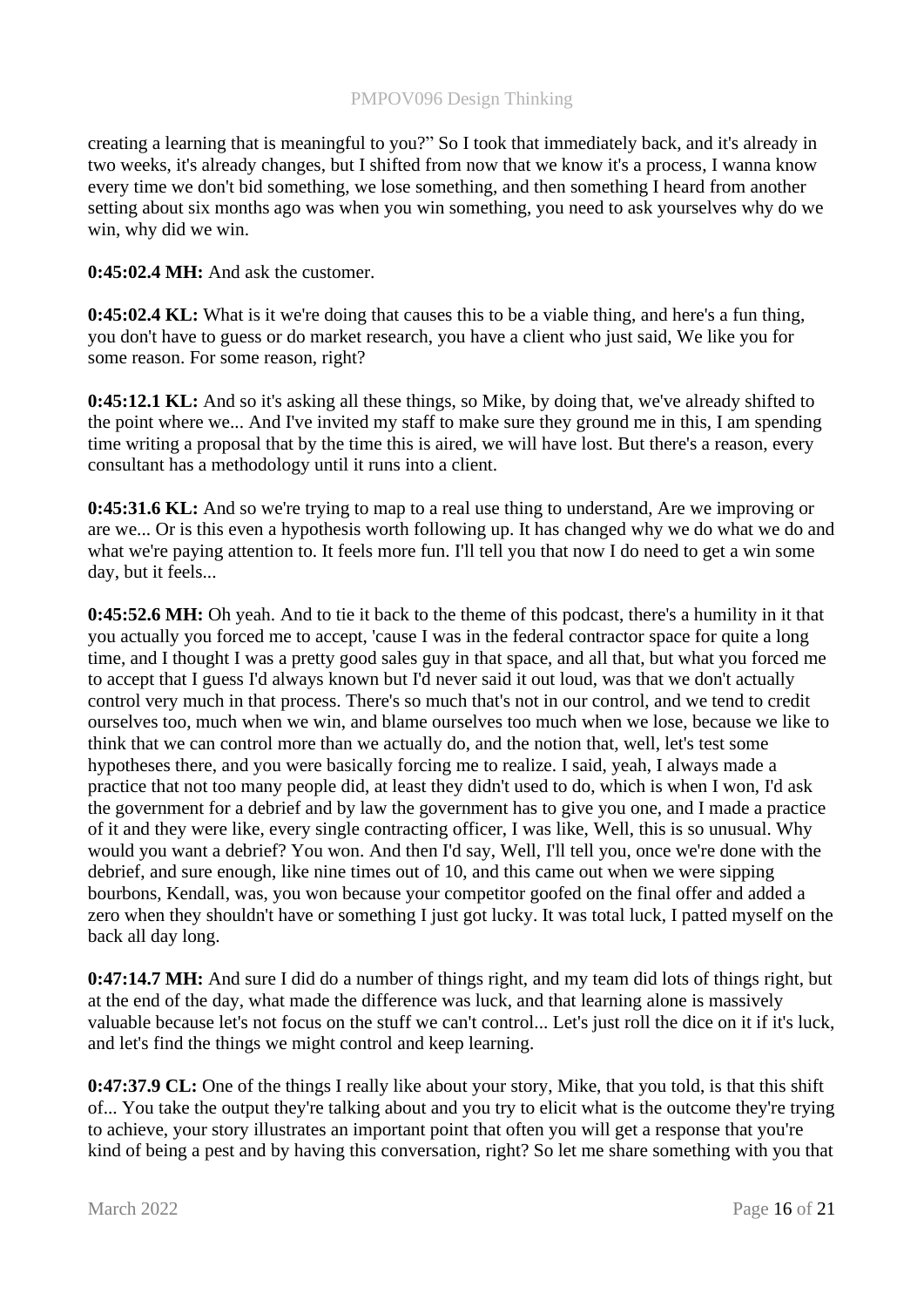creating a learning that is meaningful to you?" So I took that immediately back, and it's already in two weeks, it's already changes, but I shifted from now that we know it's a process, I wanna know every time we don't bid something, we lose something, and then something I heard from another setting about six months ago was when you win something, you need to ask yourselves why do we win, why did we win.

**0:45:02.4 MH:** And ask the customer.

**0:45:02.4 KL:** What is it we're doing that causes this to be a viable thing, and here's a fun thing, you don't have to guess or do market research, you have a client who just said, We like you for some reason. For some reason, right?

**0:45:12.1 KL:** And so it's asking all these things, so Mike, by doing that, we've already shifted to the point where we... And I've invited my staff to make sure they ground me in this, I am spending time writing a proposal that by the time this is aired, we will have lost. But there's a reason, every consultant has a methodology until it runs into a client.

**0:45:31.6 KL:** And so we're trying to map to a real use thing to understand, Are we improving or are we... Or is this even a hypothesis worth following up. It has changed why we do what we do and what we're paying attention to. It feels more fun. I'll tell you that now I do need to get a win some day, but it feels...

**0:45:52.6 MH:** Oh yeah. And to tie it back to the theme of this podcast, there's a humility in it that you actually you forced me to accept, 'cause I was in the federal contractor space for quite a long time, and I thought I was a pretty good sales guy in that space, and all that, but what you forced me to accept that I guess I'd always known but I'd never said it out loud, was that we don't actually control very much in that process. There's so much that's not in our control, and we tend to credit ourselves too, much when we win, and blame ourselves too much when we lose, because we like to think that we can control more than we actually do, and the notion that, well, let's test some hypotheses there, and you were basically forcing me to realize. I said, yeah, I always made a practice that not too many people did, at least they didn't used to do, which is when I won, I'd ask the government for a debrief and by law the government has to give you one, and I made a practice of it and they were like, every single contracting officer, I was like, Well, this is so unusual. Why would you want a debrief? You won. And then I'd say, Well, I'll tell you, once we're done with the debrief, and sure enough, like nine times out of 10, and this came out when we were sipping bourbons, Kendall, was, you won because your competitor goofed on the final offer and added a zero when they shouldn't have or something I just got lucky. It was total luck, I patted myself on the back all day long.

**0:47:14.7 MH:** And sure I did do a number of things right, and my team did lots of things right, but at the end of the day, what made the difference was luck, and that learning alone is massively valuable because let's not focus on the stuff we can't control... Let's just roll the dice on it if it's luck, and let's find the things we might control and keep learning.

**0:47:37.9 CL:** One of the things I really like about your story, Mike, that you told, is that this shift of... You take the output they're talking about and you try to elicit what is the outcome they're trying to achieve, your story illustrates an important point that often you will get a response that you're kind of being a pest and by having this conversation, right? So let me share something with you that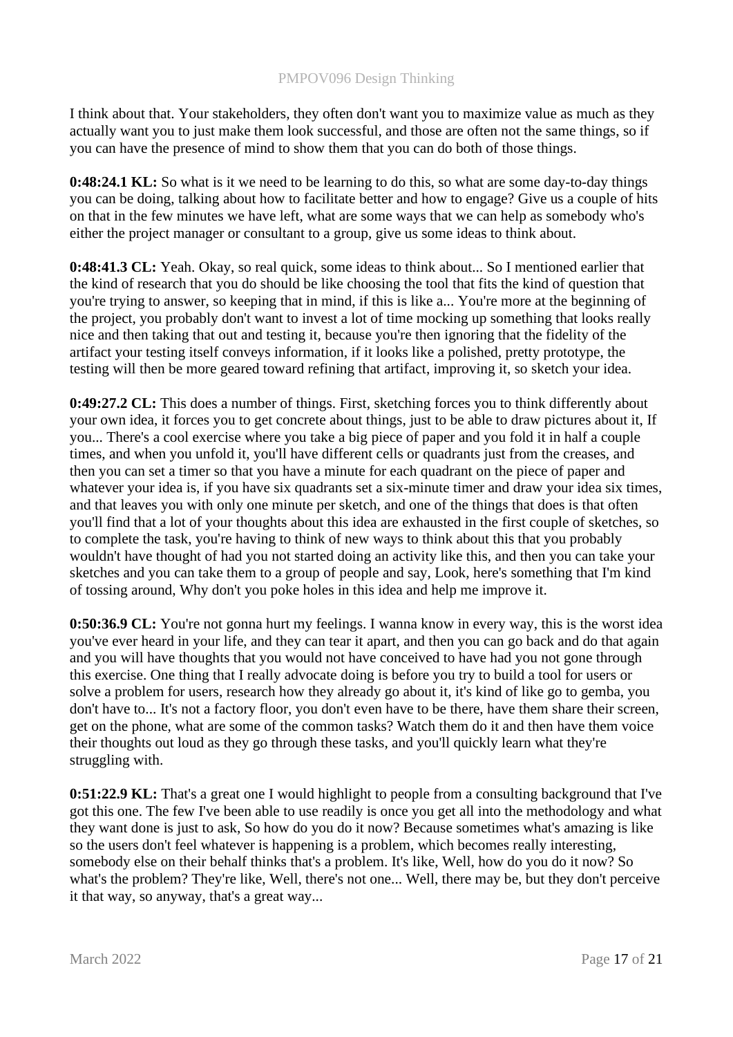I think about that. Your stakeholders, they often don't want you to maximize value as much as they actually want you to just make them look successful, and those are often not the same things, so if you can have the presence of mind to show them that you can do both of those things.

**0:48:24.1 KL:** So what is it we need to be learning to do this, so what are some day-to-day things you can be doing, talking about how to facilitate better and how to engage? Give us a couple of hits on that in the few minutes we have left, what are some ways that we can help as somebody who's either the project manager or consultant to a group, give us some ideas to think about.

**0:48:41.3 CL:** Yeah. Okay, so real quick, some ideas to think about... So I mentioned earlier that the kind of research that you do should be like choosing the tool that fits the kind of question that you're trying to answer, so keeping that in mind, if this is like a... You're more at the beginning of the project, you probably don't want to invest a lot of time mocking up something that looks really nice and then taking that out and testing it, because you're then ignoring that the fidelity of the artifact your testing itself conveys information, if it looks like a polished, pretty prototype, the testing will then be more geared toward refining that artifact, improving it, so sketch your idea.

**0:49:27.2 CL:** This does a number of things. First, sketching forces you to think differently about your own idea, it forces you to get concrete about things, just to be able to draw pictures about it, If you... There's a cool exercise where you take a big piece of paper and you fold it in half a couple times, and when you unfold it, you'll have different cells or quadrants just from the creases, and then you can set a timer so that you have a minute for each quadrant on the piece of paper and whatever your idea is, if you have six quadrants set a six-minute timer and draw your idea six times, and that leaves you with only one minute per sketch, and one of the things that does is that often you'll find that a lot of your thoughts about this idea are exhausted in the first couple of sketches, so to complete the task, you're having to think of new ways to think about this that you probably wouldn't have thought of had you not started doing an activity like this, and then you can take your sketches and you can take them to a group of people and say, Look, here's something that I'm kind of tossing around, Why don't you poke holes in this idea and help me improve it.

**0:50:36.9 CL:** You're not gonna hurt my feelings. I wanna know in every way, this is the worst idea you've ever heard in your life, and they can tear it apart, and then you can go back and do that again and you will have thoughts that you would not have conceived to have had you not gone through this exercise. One thing that I really advocate doing is before you try to build a tool for users or solve a problem for users, research how they already go about it, it's kind of like go to gemba, you don't have to... It's not a factory floor, you don't even have to be there, have them share their screen, get on the phone, what are some of the common tasks? Watch them do it and then have them voice their thoughts out loud as they go through these tasks, and you'll quickly learn what they're struggling with.

**0:51:22.9 KL:** That's a great one I would highlight to people from a consulting background that I've got this one. The few I've been able to use readily is once you get all into the methodology and what they want done is just to ask, So how do you do it now? Because sometimes what's amazing is like so the users don't feel whatever is happening is a problem, which becomes really interesting, somebody else on their behalf thinks that's a problem. It's like, Well, how do you do it now? So what's the problem? They're like, Well, there's not one... Well, there may be, but they don't perceive it that way, so anyway, that's a great way...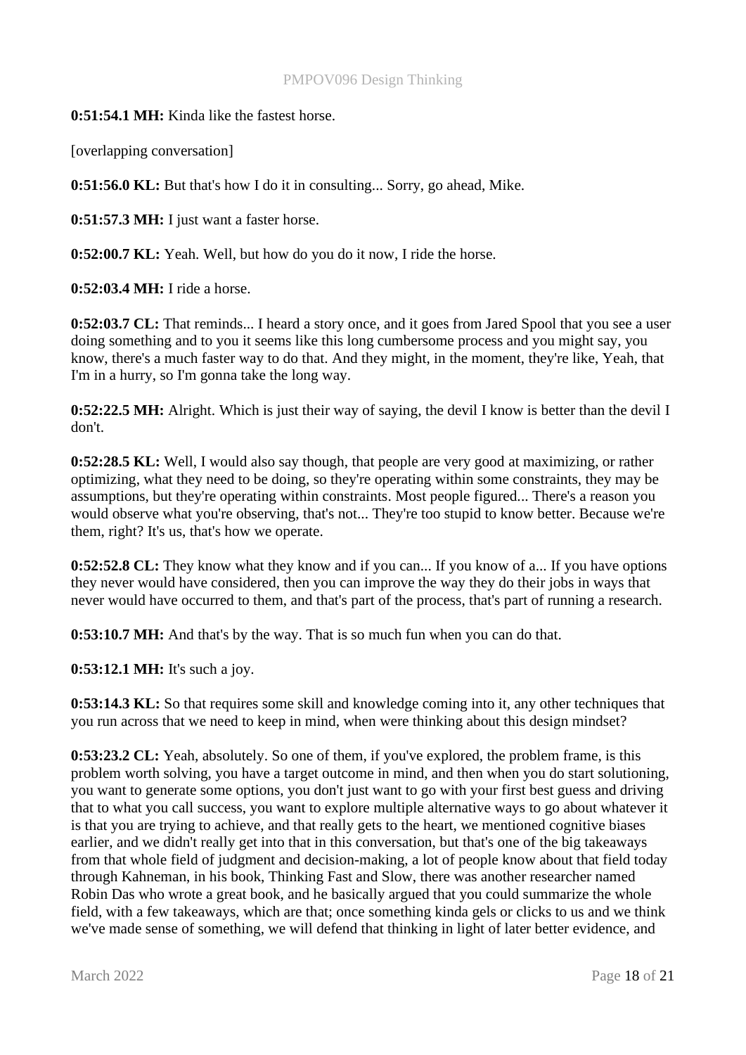**0:51:54.1 MH:** Kinda like the fastest horse.

[overlapping conversation]

**0:51:56.0 KL:** But that's how I do it in consulting... Sorry, go ahead, Mike.

**0:51:57.3 MH:** I just want a faster horse.

**0:52:00.7 KL:** Yeah. Well, but how do you do it now, I ride the horse.

**0:52:03.4 MH:** I ride a horse.

**0:52:03.7 CL:** That reminds... I heard a story once, and it goes from Jared Spool that you see a user doing something and to you it seems like this long cumbersome process and you might say, you know, there's a much faster way to do that. And they might, in the moment, they're like, Yeah, that I'm in a hurry, so I'm gonna take the long way.

**0:52:22.5 MH:** Alright. Which is just their way of saying, the devil I know is better than the devil I don't.

**0:52:28.5 KL:** Well, I would also say though, that people are very good at maximizing, or rather optimizing, what they need to be doing, so they're operating within some constraints, they may be assumptions, but they're operating within constraints. Most people figured... There's a reason you would observe what you're observing, that's not... They're too stupid to know better. Because we're them, right? It's us, that's how we operate.

**0:52:52.8 CL:** They know what they know and if you can... If you know of a... If you have options they never would have considered, then you can improve the way they do their jobs in ways that never would have occurred to them, and that's part of the process, that's part of running a research.

**0:53:10.7 MH:** And that's by the way. That is so much fun when you can do that.

**0:53:12.1 MH:** It's such a joy.

**0:53:14.3 KL:** So that requires some skill and knowledge coming into it, any other techniques that you run across that we need to keep in mind, when were thinking about this design mindset?

**0:53:23.2 CL:** Yeah, absolutely. So one of them, if you've explored, the problem frame, is this problem worth solving, you have a target outcome in mind, and then when you do start solutioning, you want to generate some options, you don't just want to go with your first best guess and driving that to what you call success, you want to explore multiple alternative ways to go about whatever it is that you are trying to achieve, and that really gets to the heart, we mentioned cognitive biases earlier, and we didn't really get into that in this conversation, but that's one of the big takeaways from that whole field of judgment and decision-making, a lot of people know about that field today through Kahneman, in his book, Thinking Fast and Slow, there was another researcher named Robin Das who wrote a great book, and he basically argued that you could summarize the whole field, with a few takeaways, which are that; once something kinda gels or clicks to us and we think we've made sense of something, we will defend that thinking in light of later better evidence, and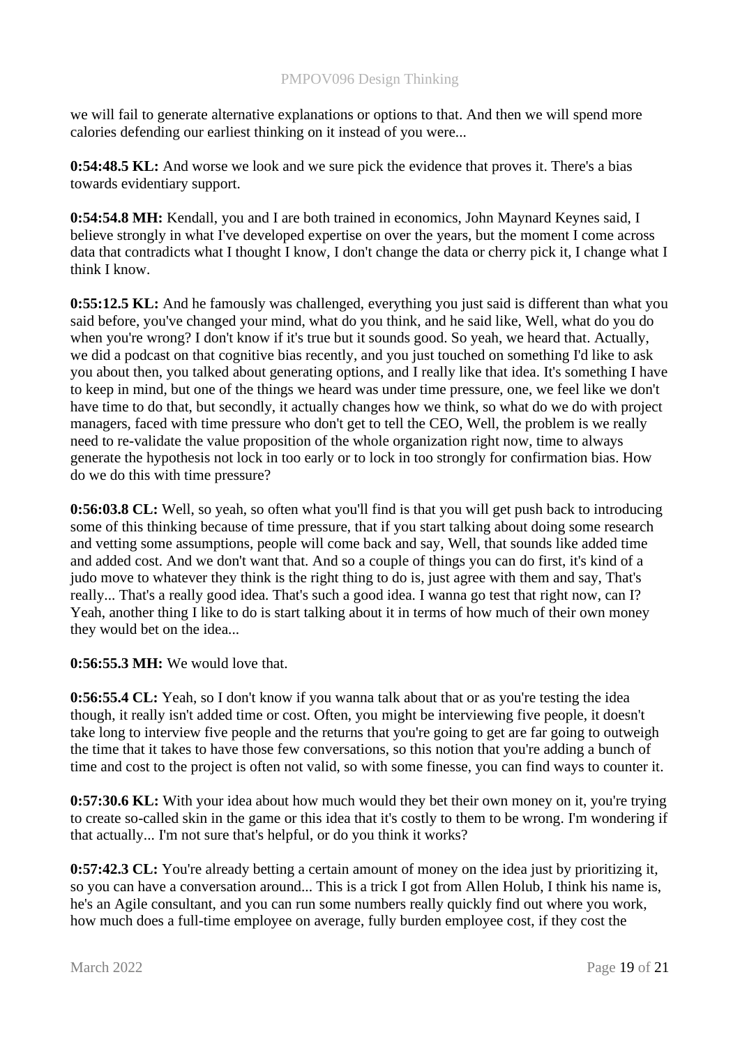we will fail to generate alternative explanations or options to that. And then we will spend more calories defending our earliest thinking on it instead of you were...

**0:54:48.5 KL:** And worse we look and we sure pick the evidence that proves it. There's a bias towards evidentiary support.

**0:54:54.8 MH:** Kendall, you and I are both trained in economics, John Maynard Keynes said, I believe strongly in what I've developed expertise on over the years, but the moment I come across data that contradicts what I thought I know, I don't change the data or cherry pick it, I change what I think I know.

**0:55:12.5 KL:** And he famously was challenged, everything you just said is different than what you said before, you've changed your mind, what do you think, and he said like, Well, what do you do when you're wrong? I don't know if it's true but it sounds good. So yeah, we heard that. Actually, we did a podcast on that cognitive bias recently, and you just touched on something I'd like to ask you about then, you talked about generating options, and I really like that idea. It's something I have to keep in mind, but one of the things we heard was under time pressure, one, we feel like we don't have time to do that, but secondly, it actually changes how we think, so what do we do with project managers, faced with time pressure who don't get to tell the CEO, Well, the problem is we really need to re-validate the value proposition of the whole organization right now, time to always generate the hypothesis not lock in too early or to lock in too strongly for confirmation bias. How do we do this with time pressure?

**0:56:03.8 CL:** Well, so yeah, so often what you'll find is that you will get push back to introducing some of this thinking because of time pressure, that if you start talking about doing some research and vetting some assumptions, people will come back and say, Well, that sounds like added time and added cost. And we don't want that. And so a couple of things you can do first, it's kind of a judo move to whatever they think is the right thing to do is, just agree with them and say, That's really... That's a really good idea. That's such a good idea. I wanna go test that right now, can I? Yeah, another thing I like to do is start talking about it in terms of how much of their own money they would bet on the idea...

**0:56:55.3 MH:** We would love that.

**0:56:55.4 CL:** Yeah, so I don't know if you wanna talk about that or as you're testing the idea though, it really isn't added time or cost. Often, you might be interviewing five people, it doesn't take long to interview five people and the returns that you're going to get are far going to outweigh the time that it takes to have those few conversations, so this notion that you're adding a bunch of time and cost to the project is often not valid, so with some finesse, you can find ways to counter it.

**0:57:30.6 KL:** With your idea about how much would they bet their own money on it, you're trying to create so-called skin in the game or this idea that it's costly to them to be wrong. I'm wondering if that actually... I'm not sure that's helpful, or do you think it works?

**0:57:42.3 CL:** You're already betting a certain amount of money on the idea just by prioritizing it, so you can have a conversation around... This is a trick I got from Allen Holub, I think his name is, he's an Agile consultant, and you can run some numbers really quickly find out where you work, how much does a full-time employee on average, fully burden employee cost, if they cost the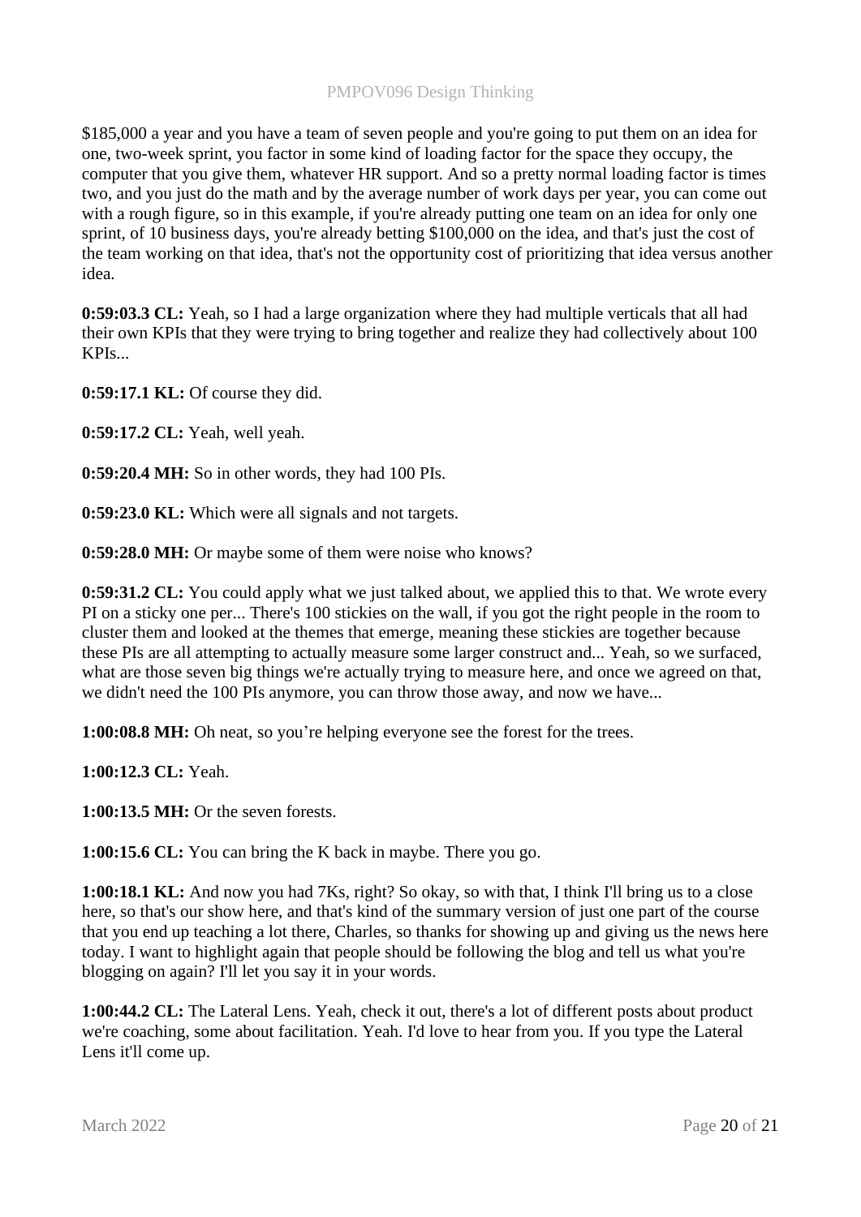$185,000 a year and you have a team of seven people and you're going to put them on an idea for one, two-week sprint, you factor in some kind of loading factor for the space they occupy, the computer that you give them, whatever HR support. And so a pretty normal loading factor is times two, and you just do the math and by the average number of work days per year, you can come out with a rough figure, so in this example, if you're already putting one team on an idea for only one sprint, of 10 business days, you're already betting $100,000 on the idea, and that's just the cost of the team working on that idea, that's not the opportunity cost of prioritizing that idea versus another idea.

**0:59:03.3 CL:** Yeah, so I had a large organization where they had multiple verticals that all had their own KPIs that they were trying to bring together and realize they had collectively about 100 KPIs...

**0:59:17.1 KL:** Of course they did.

**0:59:17.2 CL:** Yeah, well yeah.

**0:59:20.4 MH:** So in other words, they had 100 PIs.

**0:59:23.0 KL:** Which were all signals and not targets.

**0:59:28.0 MH:** Or maybe some of them were noise who knows?

**0:59:31.2 CL:** You could apply what we just talked about, we applied this to that. We wrote every PI on a sticky one per... There's 100 stickies on the wall, if you got the right people in the room to cluster them and looked at the themes that emerge, meaning these stickies are together because these PIs are all attempting to actually measure some larger construct and... Yeah, so we surfaced, what are those seven big things we're actually trying to measure here, and once we agreed on that, we didn't need the 100 PIs anymore, you can throw those away, and now we have...

**1:00:08.8 MH:** Oh neat, so you're helping everyone see the forest for the trees.

**1:00:12.3 CL:** Yeah.

**1:00:13.5 MH:** Or the seven forests.

**1:00:15.6 CL:** You can bring the K back in maybe. There you go.

**1:00:18.1 KL:** And now you had 7Ks, right? So okay, so with that, I think I'll bring us to a close here, so that's our show here, and that's kind of the summary version of just one part of the course that you end up teaching a lot there, Charles, so thanks for showing up and giving us the news here today. I want to highlight again that people should be following the blog and tell us what you're blogging on again? I'll let you say it in your words.

**1:00:44.2 CL:** The Lateral Lens. Yeah, check it out, there's a lot of different posts about product we're coaching, some about facilitation. Yeah. I'd love to hear from you. If you type the Lateral Lens it'll come up.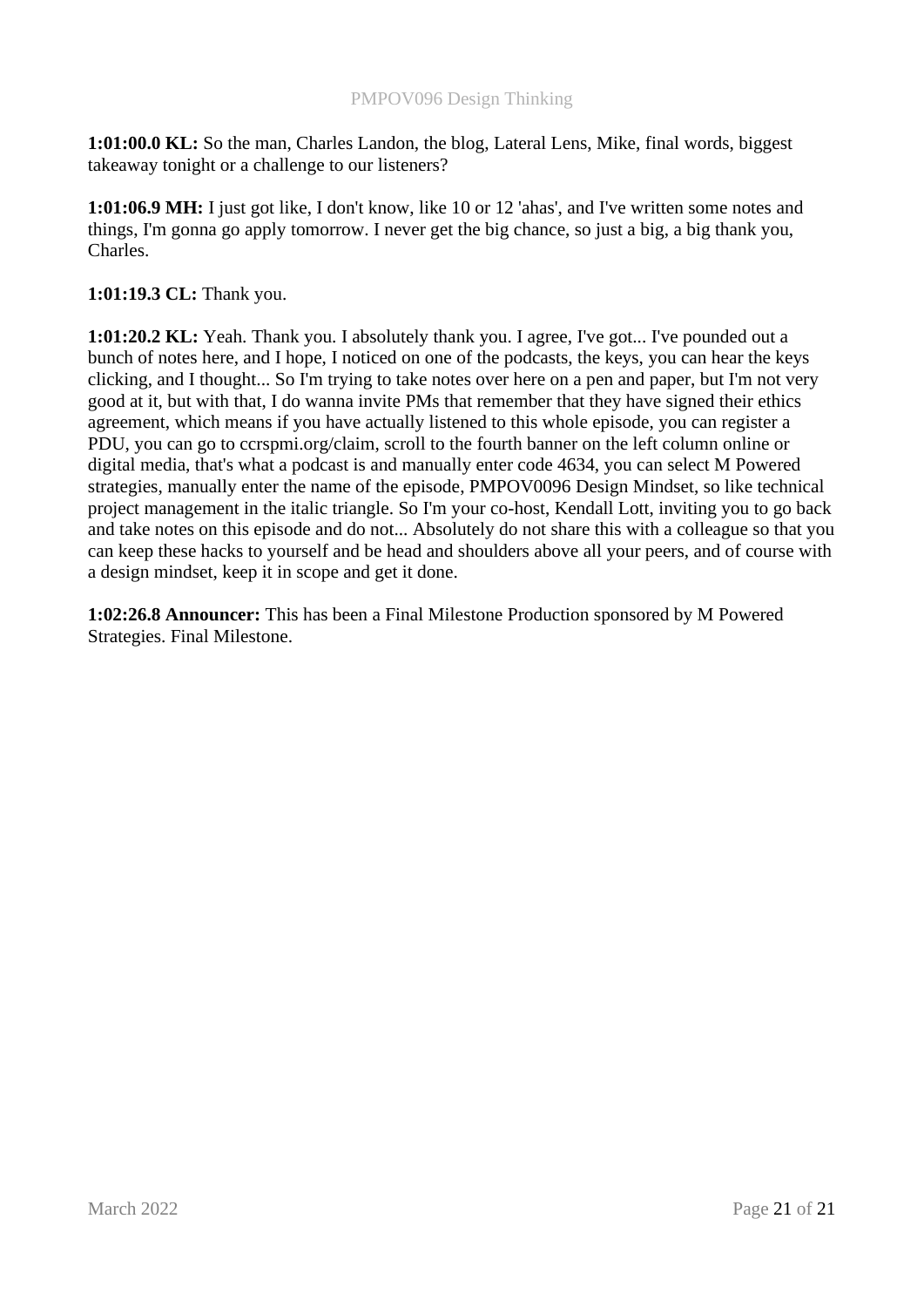**1:01:00.0 KL:** So the man, Charles Landon, the blog, Lateral Lens, Mike, final words, biggest takeaway tonight or a challenge to our listeners?

**1:01:06.9 MH:** I just got like, I don't know, like 10 or 12 'ahas', and I've written some notes and things, I'm gonna go apply tomorrow. I never get the big chance, so just a big, a big thank you, Charles.

**1:01:19.3 CL:** Thank you.

**1:01:20.2 KL:** Yeah. Thank you. I absolutely thank you. I agree, I've got... I've pounded out a bunch of notes here, and I hope, I noticed on one of the podcasts, the keys, you can hear the keys clicking, and I thought... So I'm trying to take notes over here on a pen and paper, but I'm not very good at it, but with that, I do wanna invite PMs that remember that they have signed their ethics agreement, which means if you have actually listened to this whole episode, you can register a PDU, you can go to ccrspmi.org/claim, scroll to the fourth banner on the left column online or digital media, that's what a podcast is and manually enter code 4634, you can select M Powered strategies, manually enter the name of the episode, PMPOV0096 Design Mindset, so like technical project management in the italic triangle. So I'm your co-host, Kendall Lott, inviting you to go back and take notes on this episode and do not... Absolutely do not share this with a colleague so that you can keep these hacks to yourself and be head and shoulders above all your peers, and of course with a design mindset, keep it in scope and get it done.

**1:02:26.8 Announcer:** This has been a Final Milestone Production sponsored by M Powered Strategies. Final Milestone.